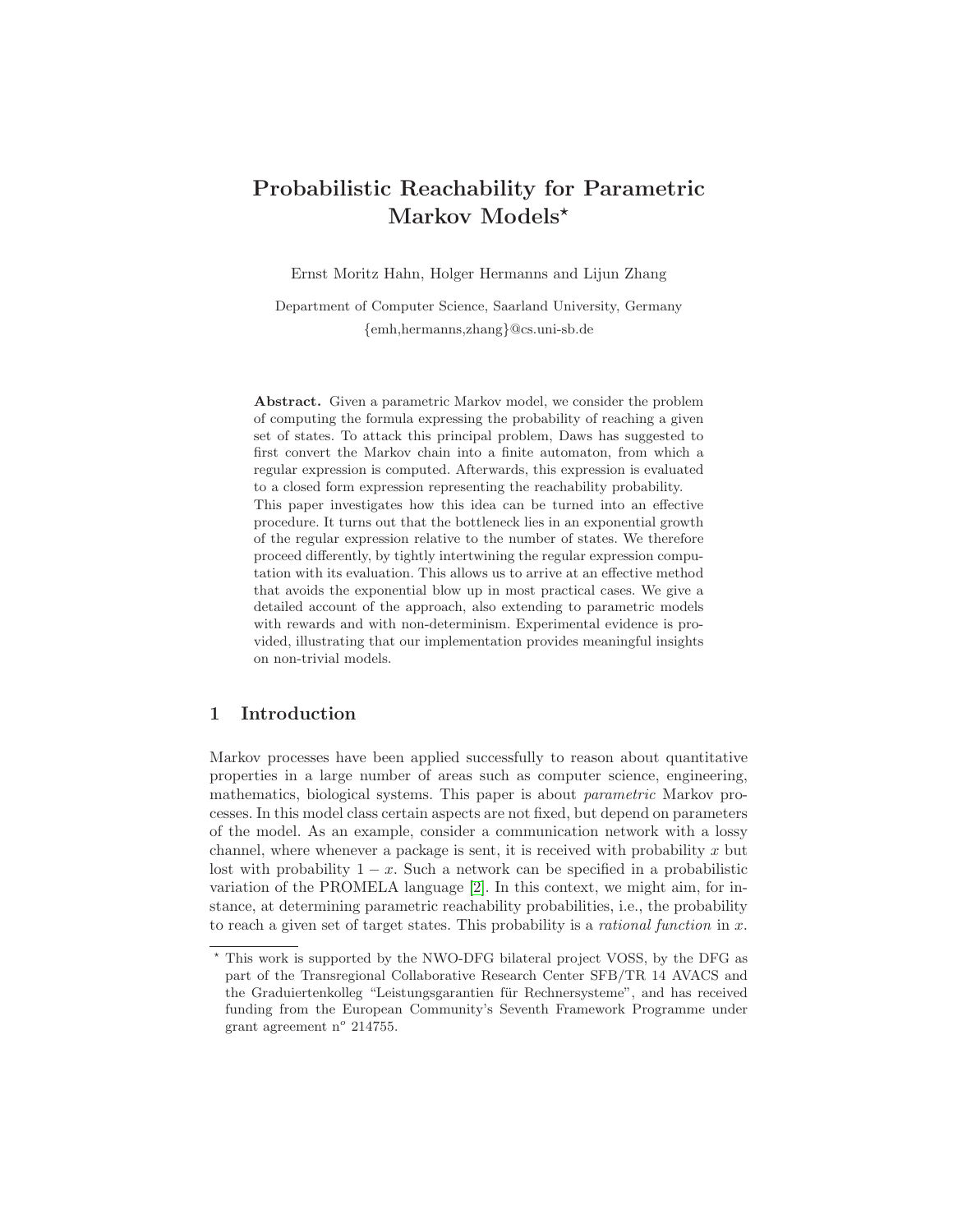# Probabilistic Reachability for Parametric Markov Models*

Ernst Moritz Hahn, Holger Hermanns and Lijun Zhang

Department of Computer Science, Saarland University, Germany
{emh,hermanns,zhang}@cs.uni-sb.de

**Abstract.** Given a parametric Markov model, we consider the problem of computing the formula expressing the probability of reaching a given set of states. To attack this principal problem, Daws has suggested to first convert the Markov chain into a finite automaton, from which a regular expression is computed. Afterwards, this expression is evaluated to a closed form expression representing the reachability probability.
This paper investigates how this idea can be turned into an effective procedure. It turns out that the bottleneck lies in an exponential growth of the regular expression relative to the number of states. We therefore proceed differently, by tightly intertwining the regular expression computation with its evaluation. This allows us to arrive at an effective method that avoids the exponential blow up in most practical cases. We give a detailed account of the approach, also extending to parametric models with rewards and with non-determinism. Experimental evidence is provided, illustrating that our implementation provides meaningful insights on non-trivial models.

## 1 Introduction

Markov processes have been applied successfully to reason about quantitative properties in a large number of areas such as computer science, engineering, mathematics, biological systems. This paper is about *parametric* Markov processes. In this model class certain aspects are not fixed, but depend on parameters of the model. As an example, consider a communication network with a lossy channel, where whenever a package is sent, it is received with probability $x$ but lost with probability $1 - x$. Such a network can be specified in a probabilistic variation of the PROMELA language [2]. In this context, we might aim, for instance, at determining parametric reachability probabilities, i.e., the probability to reach a given set of target states. This probability is a *rational function* in $x$.

---

* This work is supported by the NWO-DFG bilateral project VOSS, by the DFG as part of the Transregional Collaborative Research Center SFB/TR 14 AVACS and the Graduiertenkolleg "Leistungsgarantien für Rechnersysteme", and has received funding from the European Community's Seventh Framework Programme under grant agreement n$^o$ 214755.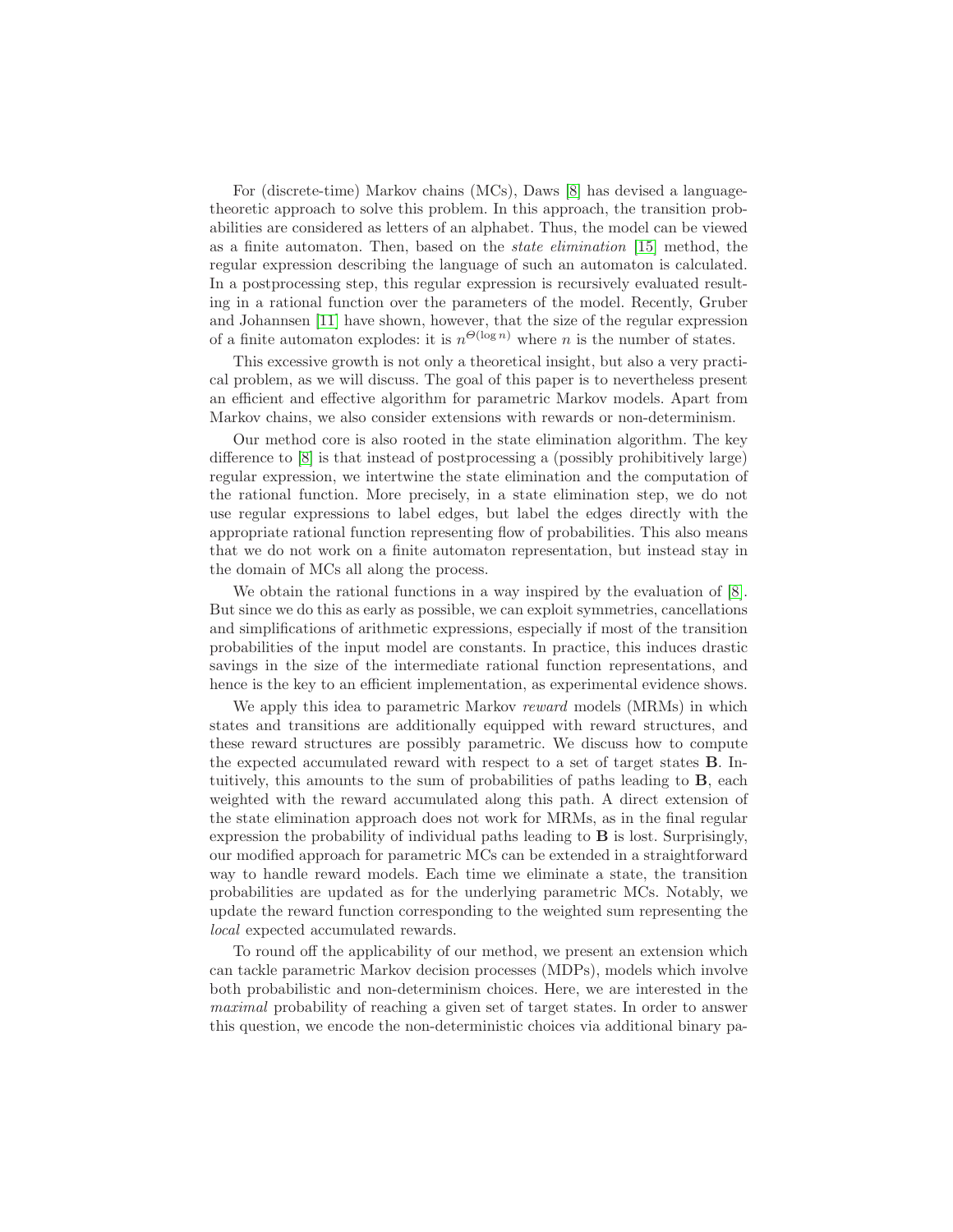For (discrete-time) Markov chains (MCs), Daws [8] has devised a language-theoretic approach to solve this problem. In this approach, the transition probabilities are considered as letters of an alphabet. Thus, the model can be viewed as a finite automaton. Then, based on the *state elimination* [15] method, the regular expression describing the language of such an automaton is calculated. In a postprocessing step, this regular expression is recursively evaluated resulting in a rational function over the parameters of the model. Recently, Gruber and Johannsen [11] have shown, however, that the size of the regular expression of a finite automaton explodes: it is $n^{\Theta(\log n)}$ where $n$ is the number of states.

This excessive growth is not only a theoretical insight, but also a very practical problem, as we will discuss. The goal of this paper is to nevertheless present an efficient and effective algorithm for parametric Markov models. Apart from Markov chains, we also consider extensions with rewards or non-determinism.

Our method core is also rooted in the state elimination algorithm. The key difference to [8] is that instead of postprocessing a (possibly prohibitively large) regular expression, we intertwine the state elimination and the computation of the rational function. More precisely, in a state elimination step, we do not use regular expressions to label edges, but label the edges directly with the appropriate rational function representing flow of probabilities. This also means that we do not work on a finite automaton representation, but instead stay in the domain of MCs all along the process.

We obtain the rational functions in a way inspired by the evaluation of [8]. But since we do this as early as possible, we can exploit symmetries, cancellations and simplifications of arithmetic expressions, especially if most of the transition probabilities of the input model are constants. In practice, this induces drastic savings in the size of the intermediate rational function representations, and hence is the key to an efficient implementation, as experimental evidence shows.

We apply this idea to parametric Markov *reward* models (MRMs) in which states and transitions are additionally equipped with reward structures, and these reward structures are possibly parametric. We discuss how to compute the expected accumulated reward with respect to a set of target states $\mathbf{B}$. Intuitively, this amounts to the sum of probabilities of paths leading to $\mathbf{B}$, each weighted with the reward accumulated along this path. A direct extension of the state elimination approach does not work for MRMs, as in the final regular expression the probability of individual paths leading to $\mathbf{B}$ is lost. Surprisingly, our modified approach for parametric MCs can be extended in a straightforward way to handle reward models. Each time we eliminate a state, the transition probabilities are updated as for the underlying parametric MCs. Notably, we update the reward function corresponding to the weighted sum representing the *local* expected accumulated rewards.

To round off the applicability of our method, we present an extension which can tackle parametric Markov decision processes (MDPs), models which involve both probabilistic and non-determinism choices. Here, we are interested in the *maximal* probability of reaching a given set of target states. In order to answer this question, we encode the non-deterministic choices via additional binary pa-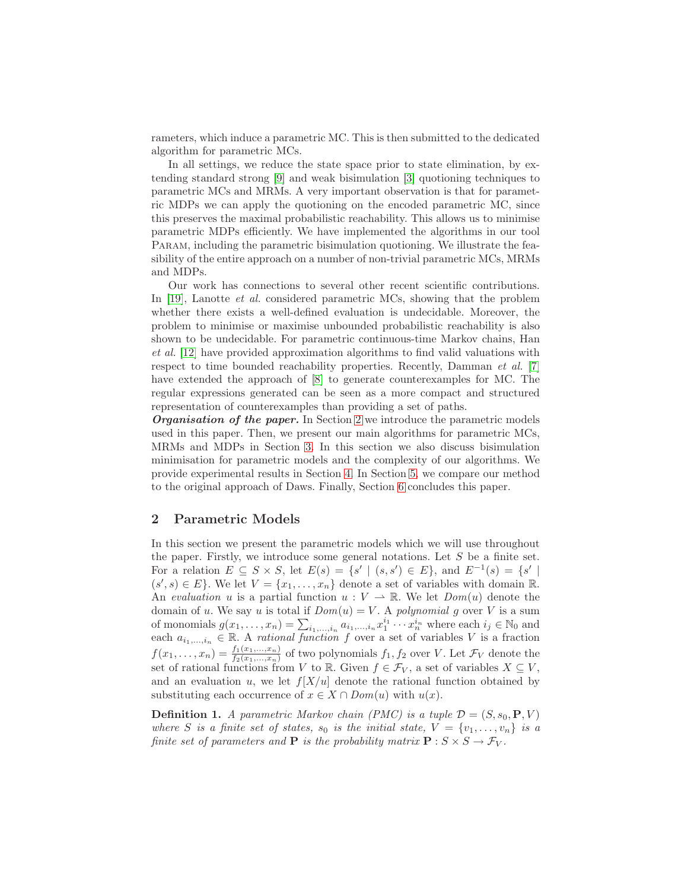rameters, which induce a parametric MC. This is then submitted to the dedicated algorithm for parametric MCs.

In all settings, we reduce the state space prior to state elimination, by extending standard strong [9] and weak bisimulation [3] quotioning techniques to parametric MCs and MRMs. A very important observation is that for parametric MDPs we can apply the quotioning on the encoded parametric MC, since this preserves the maximal probabilistic reachability. This allows us to minimise parametric MDPs efficiently. We have implemented the algorithms in our tool Param, including the parametric bisimulation quotioning. We illustrate the feasibility of the entire approach on a number of non-trivial parametric MCs, MRMs and MDPs.

Our work has connections to several other recent scientific contributions. In [19], Lanotte *et al.* considered parametric MCs, showing that the problem whether there exists a well-defined evaluation is undecidable. Moreover, the problem to minimise or maximise unbounded probabilistic reachability is also shown to be undecidable. For parametric continuous-time Markov chains, Han *et al.* [12] have provided approximation algorithms to find valid valuations with respect to time bounded reachability properties. Recently, Damman *et al.* [7] have extended the approach of [8] to generate counterexamples for MC. The regular expressions generated can be seen as a more compact and structured representation of counterexamples than providing a set of paths.

***Organisation of the paper.*** In Section 2 we introduce the parametric models used in this paper. Then, we present our main algorithms for parametric MCs, MRMs and MDPs in Section 3. In this section we also discuss bisimulation minimisation for parametric models and the complexity of our algorithms. We provide experimental results in Section 4. In Section 5, we compare our method to the original approach of Daws. Finally, Section 6 concludes this paper.

## 2 Parametric Models

In this section we present the parametric models which we will use throughout the paper. Firstly, we introduce some general notations. Let $S$ be a finite set. For a relation $E \subseteq S \times S$, let $E(s) = \{s' \mid (s, s') \in E\}$, and $E^{-1}(s) = \{s' \mid (s', s) \in E\}$. We let $V = \{x_1, \ldots, x_n\}$ denote a set of variables with domain $\mathbb{R}$. An *evaluation* $u$ is a partial function $u : V \rightharpoonup \mathbb{R}$. We let $Dom(u)$ denote the domain of $u$. We say $u$ is total if $Dom(u) = V$. A *polynomial* $g$ over $V$ is a sum of monomials $g(x_1, \ldots, x_n) = \sum_{i_1,\ldots,i_n} a_{i_1,\ldots,i_n} x_1^{i_1} \cdots x_n^{i_n}$ where each $i_j \in \mathbb{N}_0$ and each $a_{i_1,\ldots,i_n} \in \mathbb{R}$. A *rational function* $f$ over a set of variables $V$ is a fraction $f(x_1, \ldots, x_n) = \frac{f_1(x_1,\ldots,x_n)}{f_2(x_1,\ldots,x_n)}$ of two polynomials $f_1, f_2$ over $V$. Let $\mathcal{F}_V$ denote the set of rational functions from $V$ to $\mathbb{R}$. Given $f \in \mathcal{F}_V$, a set of variables $X \subseteq V$, and an evaluation $u$, we let $f[X/u]$ denote the rational function obtained by substituting each occurrence of $x \in X \cap Dom(u)$ with $u(x)$.

**Definition 1.** *A parametric Markov chain (PMC) is a tuple $\mathcal{D} = (S, s_0, \mathbf{P}, V)$ where $S$ is a finite set of states, $s_0$ is the initial state, $V = \{v_1, \ldots, v_n\}$ is a finite set of parameters and $\mathbf{P}$ is the probability matrix $\mathbf{P} : S \times S \to \mathcal{F}_V$.*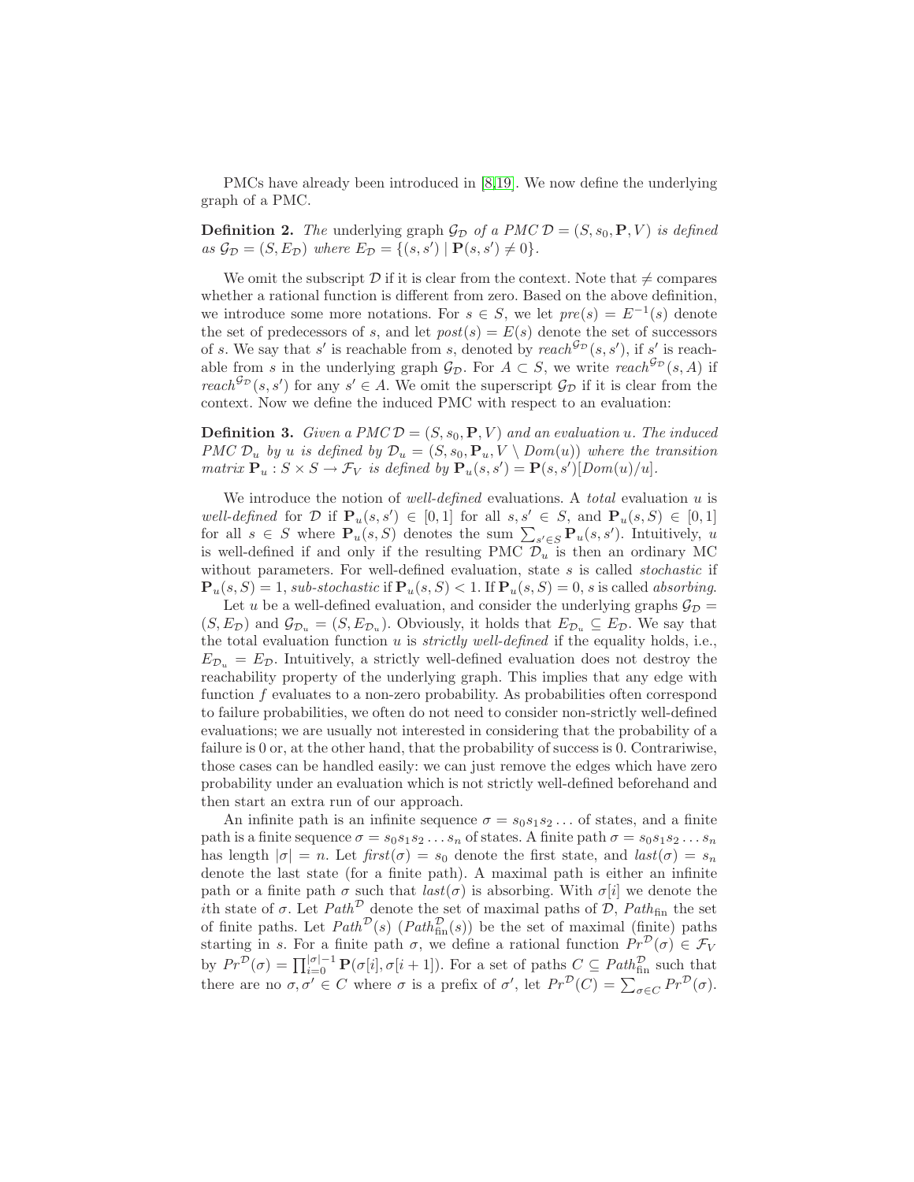PMCs have already been introduced in [8,19]. We now define the underlying graph of a PMC.

**Definition 2.** *The* underlying graph $\mathcal{G}_\mathcal{D}$ *of a PMC* $\mathcal{D} = (S, s_0, \mathbf{P}, V)$ *is defined as* $\mathcal{G}_\mathcal{D} = (S, E_\mathcal{D})$ *where* $E_\mathcal{D} = \{(s, s') \mid \mathbf{P}(s, s') \neq 0\}$*.*

We omit the subscript $\mathcal{D}$ if it is clear from the context. Note that $\neq$ compares whether a rational function is different from zero. Based on the above definition, we introduce some more notations. For $s \in S$, we let $pre(s) = E^{-1}(s)$ denote the set of predecessors of $s$, and let $post(s) = E(s)$ denote the set of successors of $s$. We say that $s'$ is reachable from $s$, denoted by $reach^{\mathcal{G}_\mathcal{D}}(s, s')$, if $s'$ is reachable from $s$ in the underlying graph $\mathcal{G}_\mathcal{D}$. For $A \subset S$, we write $reach^{\mathcal{G}_\mathcal{D}}(s, A)$ if $reach^{\mathcal{G}_\mathcal{D}}(s, s')$ for any $s' \in A$. We omit the superscript $\mathcal{G}_\mathcal{D}$ if it is clear from the context. Now we define the induced PMC with respect to an evaluation:

**Definition 3.** *Given a PMC* $\mathcal{D} = (S, s_0, \mathbf{P}, V)$ *and an evaluation* $u$*. The induced PMC* $\mathcal{D}_u$ *by* $u$ *is defined by* $\mathcal{D}_u = (S, s_0, \mathbf{P}_u, V \setminus Dom(u))$ *where the transition matrix* $\mathbf{P}_u : S \times S \to \mathcal{F}_V$ *is defined by* $\mathbf{P}_u(s, s') = \mathbf{P}(s, s')[Dom(u)/u]$*.*

We introduce the notion of *well-defined* evaluations. A *total* evaluation $u$ is *well-defined* for $\mathcal{D}$ if $\mathbf{P}_u(s, s') \in [0, 1]$ for all $s, s' \in S$, and $\mathbf{P}_u(s, S) \in [0, 1]$ for all $s \in S$ where $\mathbf{P}_u(s, S)$ denotes the sum $\sum_{s' \in S} \mathbf{P}_u(s, s')$. Intuitively, $u$ is well-defined if and only if the resulting PMC $\mathcal{D}_u$ is then an ordinary MC without parameters. For well-defined evaluation, state $s$ is called *stochastic* if $\mathbf{P}_u(s, S) = 1$, *sub-stochastic* if $\mathbf{P}_u(s, S) < 1$. If $\mathbf{P}_u(s, S) = 0$, $s$ is called *absorbing*.

Let $u$ be a well-defined evaluation, and consider the underlying graphs $\mathcal{G}_\mathcal{D} = (S, E_\mathcal{D})$ and $\mathcal{G}_{\mathcal{D}_u} = (S, E_{\mathcal{D}_u})$. Obviously, it holds that $E_{\mathcal{D}_u} \subseteq E_\mathcal{D}$. We say that the total evaluation function $u$ is *strictly well-defined* if the equality holds, i.e., $E_{\mathcal{D}_u} = E_\mathcal{D}$. Intuitively, a strictly well-defined evaluation does not destroy the reachability property of the underlying graph. This implies that any edge with function $f$ evaluates to a non-zero probability. As probabilities often correspond to failure probabilities, we often do not need to consider non-strictly well-defined evaluations; we are usually not interested in considering that the probability of a failure is 0 or, at the other hand, that the probability of success is 0. Contrariwise, those cases can be handled easily: we can just remove the edges which have zero probability under an evaluation which is not strictly well-defined beforehand and then start an extra run of our approach.

An infinite path is an infinite sequence $\sigma = s_0 s_1 s_2 \ldots$ of states, and a finite path is a finite sequence $\sigma = s_0 s_1 s_2 \ldots s_n$ of states. A finite path $\sigma = s_0 s_1 s_2 \ldots s_n$ has length $|\sigma| = n$. Let $first(\sigma) = s_0$ denote the first state, and $last(\sigma) = s_n$ denote the last state (for a finite path). A maximal path is either an infinite path or a finite path $\sigma$ such that $last(\sigma)$ is absorbing. With $\sigma[i]$ we denote the $i$th state of $\sigma$. Let $Path^\mathcal{D}$ denote the set of maximal paths of $\mathcal{D}$, $Path_{\text{fin}}$ the set of finite paths. Let $Path^\mathcal{D}(s)$ ($Path^\mathcal{D}_{\text{fin}}(s)$) be the set of maximal (finite) paths starting in $s$. For a finite path $\sigma$, we define a rational function $Pr^\mathcal{D}(\sigma) \in \mathcal{F}_V$ by $Pr^\mathcal{D}(\sigma) = \prod_{i=0}^{|\sigma|-1} \mathbf{P}(\sigma[i], \sigma[i+1])$. For a set of paths $C \subseteq Path^\mathcal{D}_{\text{fin}}$ such that there are no $\sigma, \sigma' \in C$ where $\sigma$ is a prefix of $\sigma'$, let $Pr^\mathcal{D}(C) = \sum_{\sigma \in C} Pr^\mathcal{D}(\sigma)$.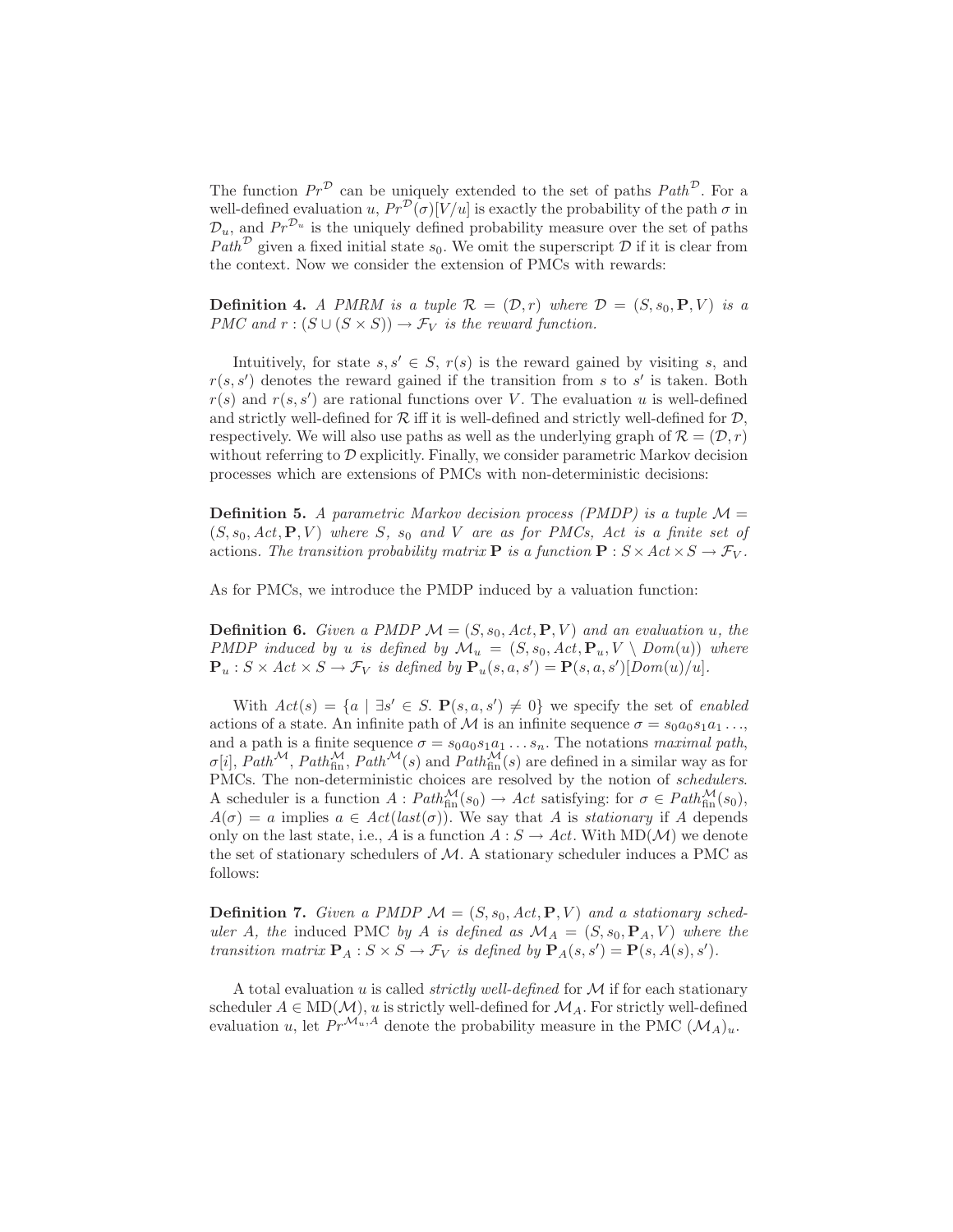The function $Pr^{\mathcal{D}}$ can be uniquely extended to the set of paths $Path^{\mathcal{D}}$. For a well-defined evaluation $u$, $Pr^{\mathcal{D}}(\sigma)[V/u]$ is exactly the probability of the path $\sigma$ in $\mathcal{D}_u$, and $Pr^{\mathcal{D}_u}$ is the uniquely defined probability measure over the set of paths $Path^{\mathcal{D}}$ given a fixed initial state $s_0$. We omit the superscript $\mathcal{D}$ if it is clear from the context. Now we consider the extension of PMCs with rewards:

**Definition 4.** *A PMRM is a tuple $\mathcal{R} = (\mathcal{D}, r)$ where $\mathcal{D} = (S, s_0, \mathbf{P}, V)$ is a PMC and $r : (S \cup (S \times S)) \to \mathcal{F}_V$ is the reward function.*

Intuitively, for state $s, s' \in S$, $r(s)$ is the reward gained by visiting $s$, and $r(s, s')$ denotes the reward gained if the transition from $s$ to $s'$ is taken. Both $r(s)$ and $r(s, s')$ are rational functions over $V$. The evaluation $u$ is well-defined and strictly well-defined for $\mathcal{R}$ iff it is well-defined and strictly well-defined for $\mathcal{D}$, respectively. We will also use paths as well as the underlying graph of $\mathcal{R} = (\mathcal{D}, r)$ without referring to $\mathcal{D}$ explicitly. Finally, we consider parametric Markov decision processes which are extensions of PMCs with non-deterministic decisions:

**Definition 5.** *A parametric Markov decision process (PMDP) is a tuple $\mathcal{M} = (S, s_0, Act, \mathbf{P}, V)$ where $S$, $s_0$ and $V$ are as for PMCs, $Act$ is a finite set of* actions*. The transition probability matrix $\mathbf{P}$ is a function $\mathbf{P} : S \times Act \times S \to \mathcal{F}_V$.*

As for PMCs, we introduce the PMDP induced by a valuation function:

**Definition 6.** *Given a PMDP $\mathcal{M} = (S, s_0, Act, \mathbf{P}, V)$ and an evaluation $u$, the PMDP induced by $u$ is defined by $\mathcal{M}_u = (S, s_0, Act, \mathbf{P}_u, V \setminus Dom(u))$ where $\mathbf{P}_u : S \times Act \times S \to \mathcal{F}_V$ is defined by $\mathbf{P}_u(s, a, s') = \mathbf{P}(s, a, s')[Dom(u)/u]$.*

With $Act(s) = \{a \mid \exists s' \in S.\ \mathbf{P}(s, a, s') \neq 0\}$ we specify the set of *enabled* actions of a state. An infinite path of $\mathcal{M}$ is an infinite sequence $\sigma = s_0 a_0 s_1 a_1 \ldots$, and a path is a finite sequence $\sigma = s_0 a_0 s_1 a_1 \ldots s_n$. The notations *maximal path*, $\sigma[i]$, $Path^{\mathcal{M}}$, $Path^{\mathcal{M}}_{\text{fin}}$, $Path^{\mathcal{M}}(s)$ and $Path^{\mathcal{M}}_{\text{fin}}(s)$ are defined in a similar way as for PMCs. The non-deterministic choices are resolved by the notion of *schedulers*. A scheduler is a function $A : Path^{\mathcal{M}}_{\text{fin}}(s_0) \to Act$ satisfying: for $\sigma \in Path^{\mathcal{M}}_{\text{fin}}(s_0)$, $A(\sigma) = a$ implies $a \in Act(last(\sigma))$. We say that $A$ is *stationary* if $A$ depends only on the last state, i.e., $A$ is a function $A : S \to Act$. With $\text{MD}(\mathcal{M})$ we denote the set of stationary schedulers of $\mathcal{M}$. A stationary scheduler induces a PMC as follows:

**Definition 7.** *Given a PMDP $\mathcal{M} = (S, s_0, Act, \mathbf{P}, V)$ and a stationary scheduler $A$, the* induced PMC *by $A$ is defined as $\mathcal{M}_A = (S, s_0, \mathbf{P}_A, V)$ where the transition matrix $\mathbf{P}_A : S \times S \to \mathcal{F}_V$ is defined by $\mathbf{P}_A(s, s') = \mathbf{P}(s, A(s), s')$.*

A total evaluation $u$ is called *strictly well-defined* for $\mathcal{M}$ if for each stationary scheduler $A \in \text{MD}(\mathcal{M})$, $u$ is strictly well-defined for $\mathcal{M}_A$. For strictly well-defined evaluation $u$, let $Pr^{\mathcal{M}_u, A}$ denote the probability measure in the PMC $(\mathcal{M}_A)_u$.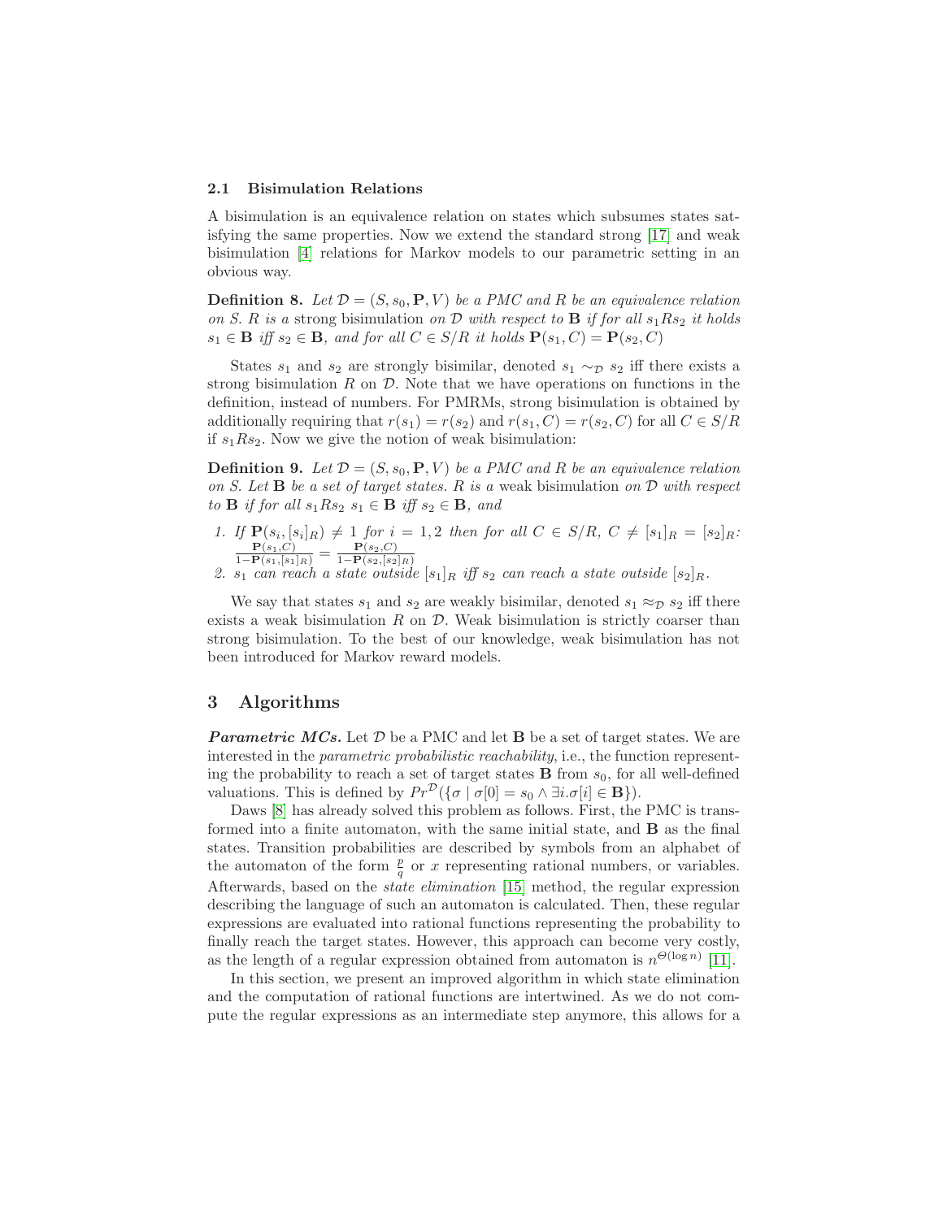### 2.1 Bisimulation Relations

A bisimulation is an equivalence relation on states which subsumes states satisfying the same properties. Now we extend the standard strong [17] and weak bisimulation [4] relations for Markov models to our parametric setting in an obvious way.

**Definition 8.** *Let $\mathcal{D} = (S, s_0, \mathbf{P}, V)$ be a PMC and $R$ be an equivalence relation on $S$. $R$ is a* strong bisimulation *on $\mathcal{D}$ with respect to $\mathbf{B}$ if for all $s_1 R s_2$ it holds $s_1 \in \mathbf{B}$ iff $s_2 \in \mathbf{B}$, and for all $C \in S/R$ it holds $\mathbf{P}(s_1, C) = \mathbf{P}(s_2, C)$*

States $s_1$ and $s_2$ are strongly bisimilar, denoted $s_1 \sim_{\mathcal{D}} s_2$ iff there exists a strong bisimulation $R$ on $\mathcal{D}$. Note that we have operations on functions in the definition, instead of numbers. For PMRMs, strong bisimulation is obtained by additionally requiring that $r(s_1) = r(s_2)$ and $r(s_1, C) = r(s_2, C)$ for all $C \in S/R$ if $s_1 R s_2$. Now we give the notion of weak bisimulation:

**Definition 9.** *Let $\mathcal{D} = (S, s_0, \mathbf{P}, V)$ be a PMC and $R$ be an equivalence relation on $S$. Let $\mathbf{B}$ be a set of target states. $R$ is a* weak bisimulation *on $\mathcal{D}$ with respect to $\mathbf{B}$ if for all $s_1 R s_2$ $s_1 \in \mathbf{B}$ iff $s_2 \in \mathbf{B}$, and*

1. *If $\mathbf{P}(s_i, [s_i]_R) \neq 1$ for $i = 1, 2$ then for all $C \in S/R$, $C \neq [s_1]_R = [s_2]_R$: $\frac{\mathbf{P}(s_1,C)}{1-\mathbf{P}(s_1,[s_1]_R)} = \frac{\mathbf{P}(s_2,C)}{1-\mathbf{P}(s_2,[s_2]_R)}$*
2. *$s_1$ can reach a state outside $[s_1]_R$ iff $s_2$ can reach a state outside $[s_2]_R$.*

We say that states $s_1$ and $s_2$ are weakly bisimilar, denoted $s_1 \approx_{\mathcal{D}} s_2$ iff there exists a weak bisimulation $R$ on $\mathcal{D}$. Weak bisimulation is strictly coarser than strong bisimulation. To the best of our knowledge, weak bisimulation has not been introduced for Markov reward models.

## 3 Algorithms

***Parametric MCs.*** Let $\mathcal{D}$ be a PMC and let $\mathbf{B}$ be a set of target states. We are interested in the *parametric probabilistic reachability*, i.e., the function representing the probability to reach a set of target states $\mathbf{B}$ from $s_0$, for all well-defined valuations. This is defined by $Pr^{\mathcal{D}}(\{\sigma \mid \sigma[0] = s_0 \wedge \exists i.\sigma[i] \in \mathbf{B}\})$.

Daws [8] has already solved this problem as follows. First, the PMC is transformed into a finite automaton, with the same initial state, and $\mathbf{B}$ as the final states. Transition probabilities are described by symbols from an alphabet of the automaton of the form $\frac{p}{q}$ or $x$ representing rational numbers, or variables. Afterwards, based on the *state elimination* [15] method, the regular expression describing the language of such an automaton is calculated. Then, these regular expressions are evaluated into rational functions representing the probability to finally reach the target states. However, this approach can become very costly, as the length of a regular expression obtained from automaton is $n^{\Theta(\log n)}$ [11].

In this section, we present an improved algorithm in which state elimination and the computation of rational functions are intertwined. As we do not compute the regular expressions as an intermediate step anymore, this allows for a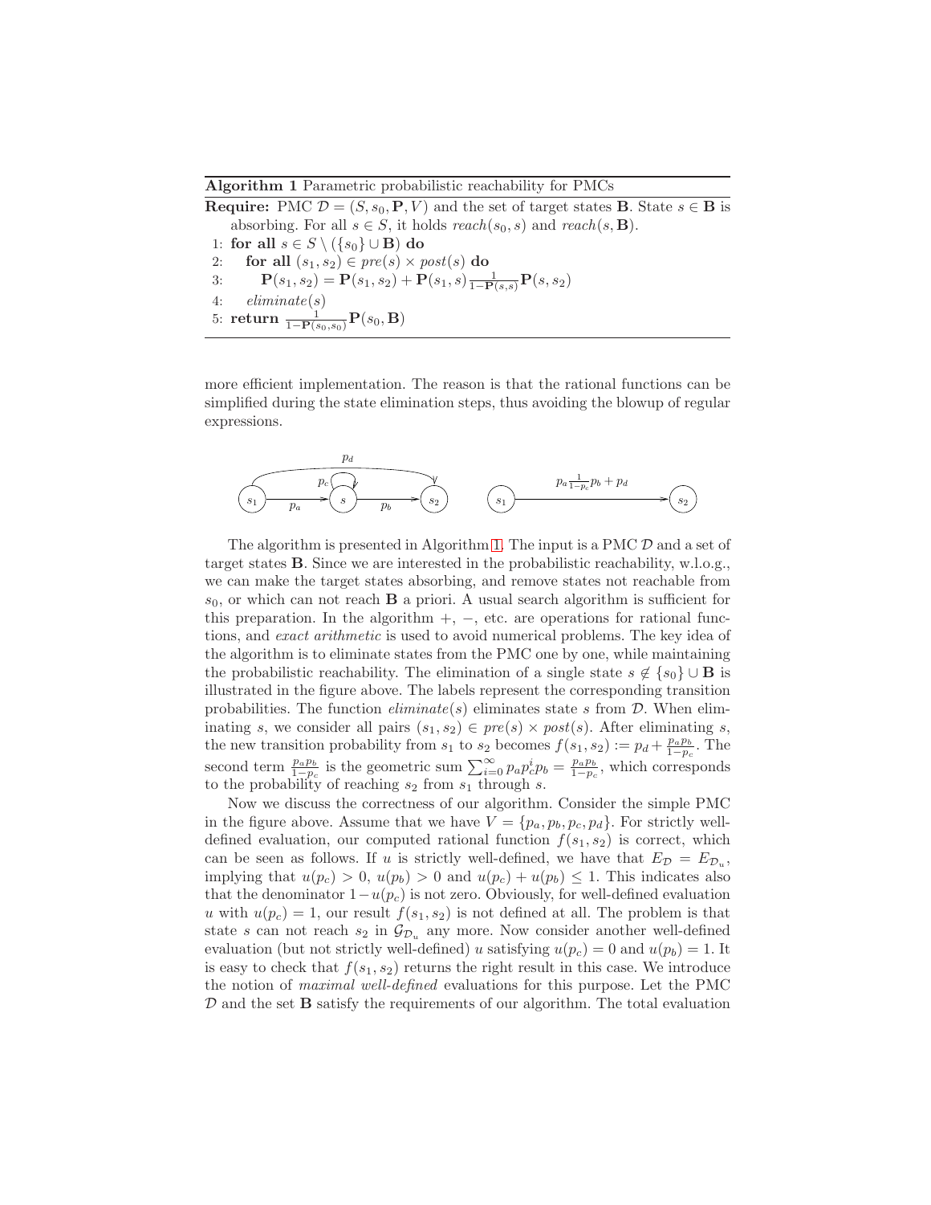**Algorithm 1** Parametric probabilistic reachability for PMCs

**Require:** PMC $\mathcal{D} = (S, s_0, \mathbf{P}, V)$ and the set of target states $\mathbf{B}$. State $s \in \mathbf{B}$ is absorbing. For all $s \in S$, it holds $reach(s_0, s)$ and $reach(s, \mathbf{B})$.

1: **for all** $s \in S \setminus (\{s_0\} \cup \mathbf{B})$ **do**
2: &nbsp;&nbsp;&nbsp;&nbsp;**for all** $(s_1, s_2) \in pre(s) \times post(s)$ **do**
3: &nbsp;&nbsp;&nbsp;&nbsp;&nbsp;&nbsp;&nbsp;&nbsp;$\mathbf{P}(s_1, s_2) = \mathbf{P}(s_1, s_2) + \mathbf{P}(s_1, s) \frac{1}{1-\mathbf{P}(s,s)} \mathbf{P}(s, s_2)$
4: &nbsp;&nbsp;&nbsp;&nbsp;*eliminate*$(s)$
5: **return** $\frac{1}{1-\mathbf{P}(s_0,s_0)} \mathbf{P}(s_0, \mathbf{B})$

more efficient implementation. The reason is that the rational functions can be simplified during the state elimination steps, thus avoiding the blowup of regular expressions.

The algorithm is presented in Algorithm 1. The input is a PMC $\mathcal{D}$ and a set of target states $\mathbf{B}$. Since we are interested in the probabilistic reachability, w.l.o.g., we can make the target states absorbing, and remove states not reachable from $s_0$, or which can not reach $\mathbf{B}$ a priori. A usual search algorithm is sufficient for this preparation. In the algorithm $+$, $-$, etc. are operations for rational functions, and *exact arithmetic* is used to avoid numerical problems. The key idea of the algorithm is to eliminate states from the PMC one by one, while maintaining the probabilistic reachability. The elimination of a single state $s \notin \{s_0\} \cup \mathbf{B}$ is illustrated in the figure above. The labels represent the corresponding transition probabilities. The function *eliminate*$(s)$ eliminates state $s$ from $\mathcal{D}$. When eliminating $s$, we consider all pairs $(s_1, s_2) \in pre(s) \times post(s)$. After eliminating $s$, the new transition probability from $s_1$ to $s_2$ becomes $f(s_1, s_2) := p_d + \frac{p_a p_b}{1-p_c}$. The second term $\frac{p_a p_b}{1-p_c}$ is the geometric sum $\sum_{i=0}^{\infty} p_a p_c^i p_b = \frac{p_a p_b}{1-p_c}$, which corresponds to the probability of reaching $s_2$ from $s_1$ through $s$.

Now we discuss the correctness of our algorithm. Consider the simple PMC in the figure above. Assume that we have $V = \{p_a, p_b, p_c, p_d\}$. For strictly well-defined evaluation, our computed rational function $f(s_1, s_2)$ is correct, which can be seen as follows. If $u$ is strictly well-defined, we have that $E_{\mathcal{D}} = E_{\mathcal{D}_u}$, implying that $u(p_c) > 0$, $u(p_b) > 0$ and $u(p_c) + u(p_b) \leq 1$. This indicates also that the denominator $1 - u(p_c)$ is not zero. Obviously, for well-defined evaluation $u$ with $u(p_c) = 1$, our result $f(s_1, s_2)$ is not defined at all. The problem is that state $s$ can not reach $s_2$ in $\mathcal{G}_{\mathcal{D}_u}$ any more. Now consider another well-defined evaluation (but not strictly well-defined) $u$ satisfying $u(p_c) = 0$ and $u(p_b) = 1$. It is easy to check that $f(s_1, s_2)$ returns the right result in this case. We introduce the notion of *maximal well-defined* evaluations for this purpose. Let the PMC $\mathcal{D}$ and the set $\mathbf{B}$ satisfy the requirements of our algorithm. The total evaluation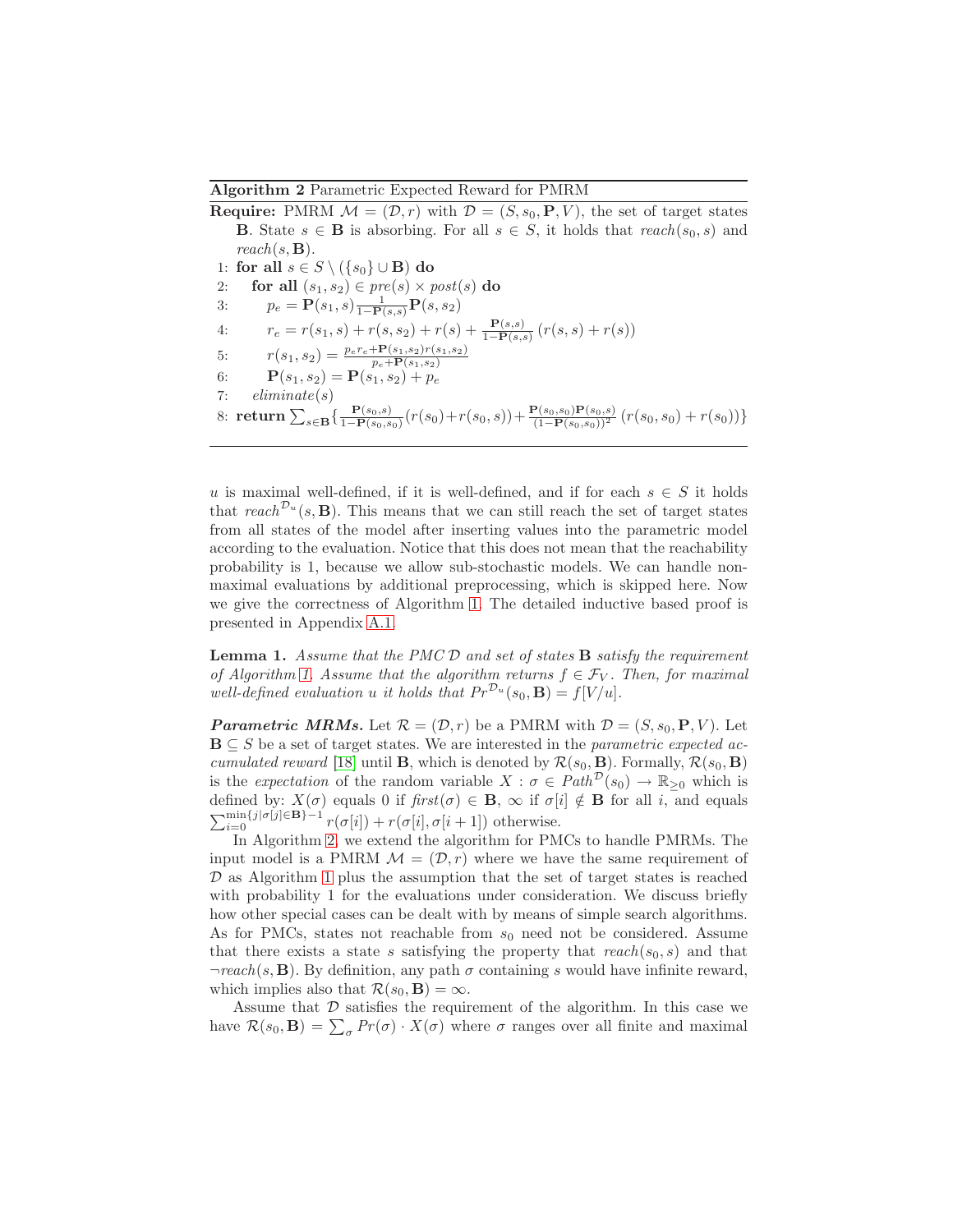**Algorithm 2** Parametric Expected Reward for PMRM

**Require:** PMRM $\mathcal{M} = (\mathcal{D}, r)$ with $\mathcal{D} = (S, s_0, \mathbf{P}, V)$, the set of target states $\mathbf{B}$. State $s \in \mathbf{B}$ is absorbing. For all $s \in S$, it holds that $reach(s_0, s)$ and $reach(s, \mathbf{B})$.

1: **for all** $s \in S \setminus (\{s_0\} \cup \mathbf{B})$ **do**
2: **for all** $(s_1, s_2) \in pre(s) \times post(s)$ **do**
3: $p_e = \mathbf{P}(s_1, s) \frac{1}{1-\mathbf{P}(s,s)} \mathbf{P}(s, s_2)$
4: $r_e = r(s_1, s) + r(s, s_2) + r(s) + \frac{\mathbf{P}(s,s)}{1-\mathbf{P}(s,s)} (r(s,s) + r(s))$
5: $r(s_1, s_2) = \frac{p_e r_e + \mathbf{P}(s_1,s_2) r(s_1,s_2)}{p_e + \mathbf{P}(s_1,s_2)}$
6: $\mathbf{P}(s_1, s_2) = \mathbf{P}(s_1, s_2) + p_e$
7: $eliminate(s)$
8: **return** $\sum_{s \in \mathbf{B}} \{ \frac{\mathbf{P}(s_0,s)}{1-\mathbf{P}(s_0,s_0)} (r(s_0) + r(s_0, s)) + \frac{\mathbf{P}(s_0,s_0)\mathbf{P}(s_0,s)}{(1-\mathbf{P}(s_0,s_0))^2} (r(s_0, s_0) + r(s_0)) \}$

---

$u$ is maximal well-defined, if it is well-defined, and if for each $s \in S$ it holds that $reach^{\mathcal{D}_u}(s, \mathbf{B})$. This means that we can still reach the set of target states from all states of the model after inserting values into the parametric model according to the evaluation. Notice that this does not mean that the reachability probability is 1, because we allow sub-stochastic models. We can handle non-maximal evaluations by additional preprocessing, which is skipped here. Now we give the correctness of Algorithm 1. The detailed inductive based proof is presented in Appendix A.1.

**Lemma 1.** *Assume that the PMC $\mathcal{D}$ and set of states $\mathbf{B}$ satisfy the requirement of Algorithm 1. Assume that the algorithm returns $f \in \mathcal{F}_V$. Then, for maximal well-defined evaluation $u$ it holds that $Pr^{\mathcal{D}_u}(s_0, \mathbf{B}) = f[V/u]$.*

***Parametric MRMs.*** Let $\mathcal{R} = (\mathcal{D}, r)$ be a PMRM with $\mathcal{D} = (S, s_0, \mathbf{P}, V)$. Let $\mathbf{B} \subseteq S$ be a set of target states. We are interested in the *parametric expected accumulated reward* [18] until $\mathbf{B}$, which is denoted by $\mathcal{R}(s_0, \mathbf{B})$. Formally, $\mathcal{R}(s_0, \mathbf{B})$ is the *expectation* of the random variable $X : \sigma \in Path^{\mathcal{D}}(s_0) \to \mathbb{R}_{\geq 0}$ which is defined by: $X(\sigma)$ equals 0 if $first(\sigma) \in \mathbf{B}$, $\infty$ if $\sigma[i] \notin \mathbf{B}$ for all $i$, and equals $\sum_{i=0}^{\min\{j|\sigma[j]\in\mathbf{B}\}-1} r(\sigma[i]) + r(\sigma[i], \sigma[i+1])$ otherwise.

In Algorithm 2, we extend the algorithm for PMCs to handle PMRMs. The input model is a PMRM $\mathcal{M} = (\mathcal{D}, r)$ where we have the same requirement of $\mathcal{D}$ as Algorithm 1 plus the assumption that the set of target states is reached with probability 1 for the evaluations under consideration. We discuss briefly how other special cases can be dealt with by means of simple search algorithms. As for PMCs, states not reachable from $s_0$ need not be considered. Assume that there exists a state $s$ satisfying the property that $reach(s_0, s)$ and that $\neg reach(s, \mathbf{B})$. By definition, any path $\sigma$ containing $s$ would have infinite reward, which implies also that $\mathcal{R}(s_0, \mathbf{B}) = \infty$.

Assume that $\mathcal{D}$ satisfies the requirement of the algorithm. In this case we have $\mathcal{R}(s_0, \mathbf{B}) = \sum_\sigma Pr(\sigma) \cdot X(\sigma)$ where $\sigma$ ranges over all finite and maximal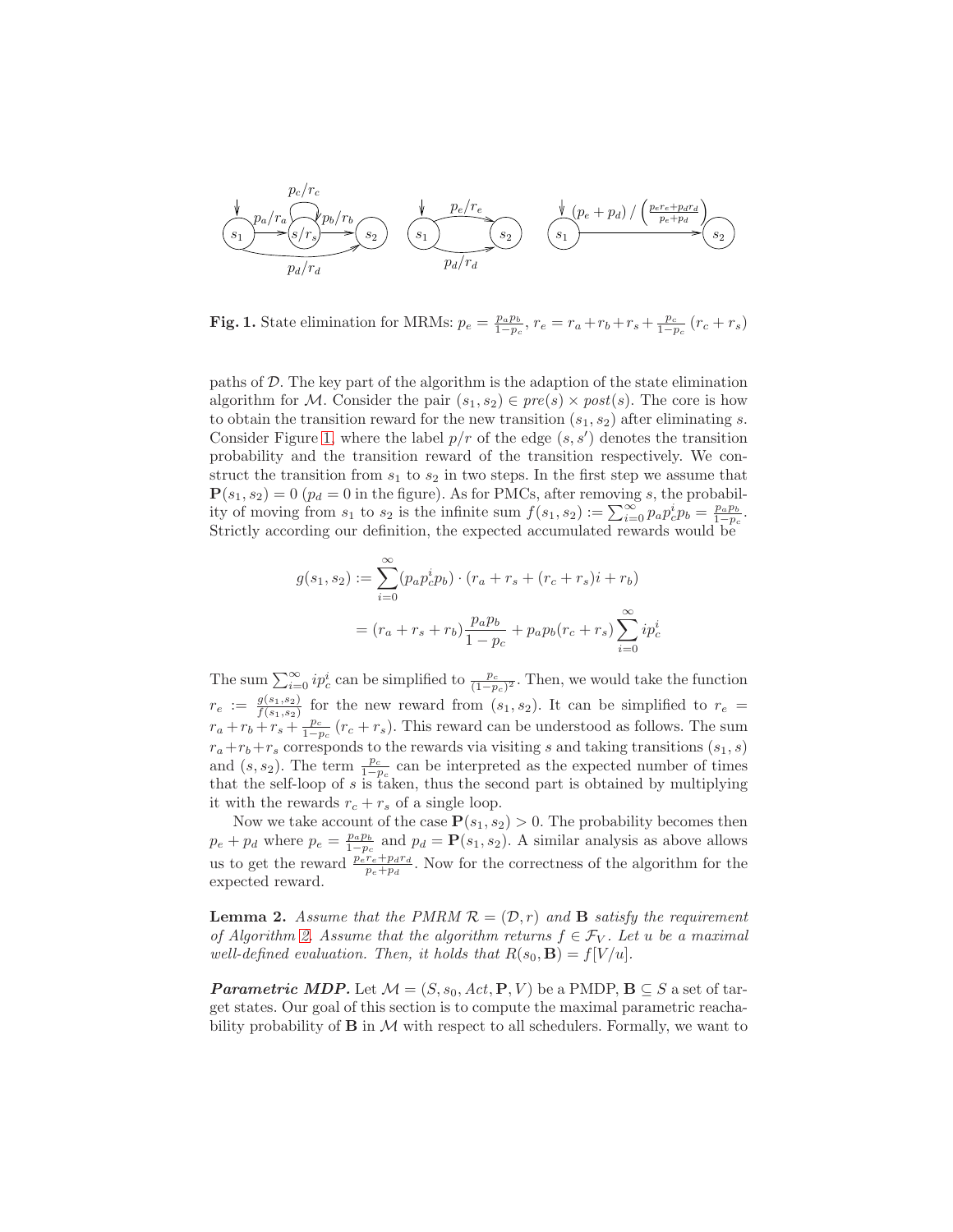**Fig. 1.** State elimination for MRMs: $p_e = \frac{p_a p_b}{1-p_c}$, $r_e = r_a + r_b + r_s + \frac{p_c}{1-p_c}(r_c + r_s)$

paths of $\mathcal{D}$. The key part of the algorithm is the adaption of the state elimination algorithm for $\mathcal{M}$. Consider the pair $(s_1, s_2) \in pre(s) \times post(s)$. The core is how to obtain the transition reward for the new transition $(s_1, s_2)$ after eliminating $s$. Consider Figure 1, where the label $p/r$ of the edge $(s, s')$ denotes the transition probability and the transition reward of the transition respectively. We construct the transition from $s_1$ to $s_2$ in two steps. In the first step we assume that $\mathbf{P}(s_1, s_2) = 0$ ($p_d = 0$ in the figure). As for PMCs, after removing $s$, the probability of moving from $s_1$ to $s_2$ is the infinite sum $f(s_1, s_2) := \sum_{i=0}^{\infty} p_a p_c^i p_b = \frac{p_a p_b}{1-p_c}$. Strictly according our definition, the expected accumulated rewards would be

$$
\begin{aligned}
g(s_1, s_2) &:= \sum_{i=0}^{\infty} (p_a p_c^i p_b) \cdot (r_a + r_s + (r_c + r_s)i + r_b) \\
&= (r_a + r_s + r_b)\frac{p_a p_b}{1-p_c} + p_a p_b (r_c + r_s) \sum_{i=0}^{\infty} i p_c^i
\end{aligned}
$$

The sum $\sum_{i=0}^{\infty} i p_c^i$ can be simplified to $\frac{p_c}{(1-p_c)^2}$. Then, we would take the function $r_e := \frac{g(s_1,s_2)}{f(s_1,s_2)}$ for the new reward from $(s_1, s_2)$. It can be simplified to $r_e = r_a + r_b + r_s + \frac{p_c}{1-p_c}(r_c + r_s)$. This reward can be understood as follows. The sum $r_a + r_b + r_s$ corresponds to the rewards via visiting $s$ and taking transitions $(s_1, s)$ and $(s, s_2)$. The term $\frac{p_c}{1-p_c}$ can be interpreted as the expected number of times that the self-loop of $s$ is taken, thus the second part is obtained by multiplying it with the rewards $r_c + r_s$ of a single loop.

Now we take account of the case $\mathbf{P}(s_1, s_2) > 0$. The probability becomes then $p_e + p_d$ where $p_e = \frac{p_a p_b}{1-p_c}$ and $p_d = \mathbf{P}(s_1, s_2)$. A similar analysis as above allows us to get the reward $\frac{p_e r_e + p_d r_d}{p_e + p_d}$. Now for the correctness of the algorithm for the expected reward.

**Lemma 2.** *Assume that the PMRM $\mathcal{R} = (\mathcal{D}, r)$ and $\mathbf{B}$ satisfy the requirement of Algorithm 2. Assume that the algorithm returns $f \in \mathcal{F}_V$. Let $u$ be a maximal well-defined evaluation. Then, it holds that $R(s_0, \mathbf{B}) = f[V/u]$.*

***Parametric MDP.*** Let $\mathcal{M} = (S, s_0, Act, \mathbf{P}, V)$ be a PMDP, $\mathbf{B} \subseteq S$ a set of target states. Our goal of this section is to compute the maximal parametric reachability probability of $\mathbf{B}$ in $\mathcal{M}$ with respect to all schedulers. Formally, we want to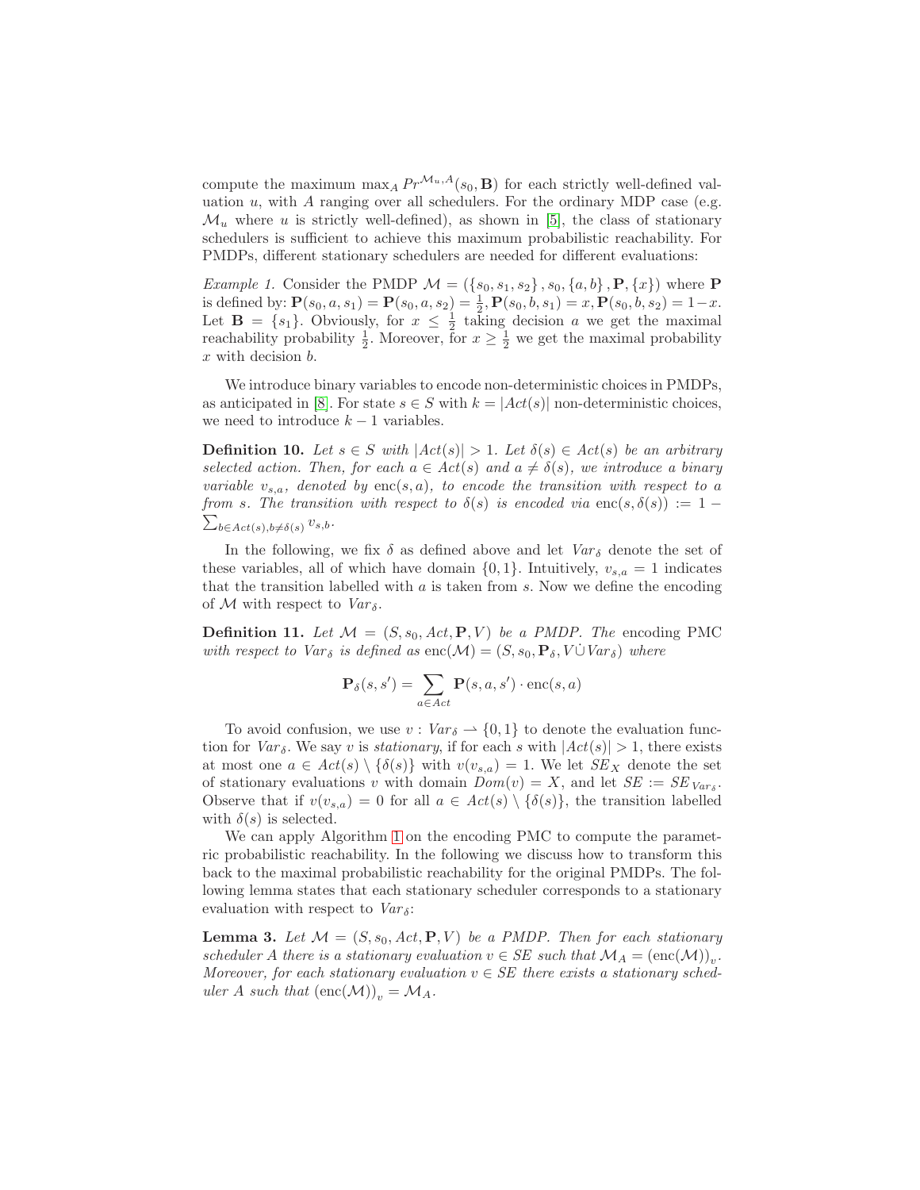compute the maximum $\max_A Pr^{\mathcal{M}_u,A}(s_0, \mathbf{B})$ for each strictly well-defined valuation $u$, with $A$ ranging over all schedulers. For the ordinary MDP case (e.g. $\mathcal{M}_u$ where $u$ is strictly well-defined), as shown in [5], the class of stationary schedulers is sufficient to achieve this maximum probabilistic reachability. For PMDPs, different stationary schedulers are needed for different evaluations:

*Example 1.* Consider the PMDP $\mathcal{M} = (\{s_0, s_1, s_2\}, s_0, \{a, b\}, \mathbf{P}, \{x\})$ where $\mathbf{P}$ is defined by: $\mathbf{P}(s_0, a, s_1) = \mathbf{P}(s_0, a, s_2) = \frac{1}{2}, \mathbf{P}(s_0, b, s_1) = x, \mathbf{P}(s_0, b, s_2) = 1-x$. Let $\mathbf{B} = \{s_1\}$. Obviously, for $x \leq \frac{1}{2}$ taking decision $a$ we get the maximal reachability probability $\frac{1}{2}$. Moreover, for $x \geq \frac{1}{2}$ we get the maximal probability $x$ with decision $b$.

We introduce binary variables to encode non-deterministic choices in PMDPs, as anticipated in [8]. For state $s \in S$ with $k = |Act(s)|$ non-deterministic choices, we need to introduce $k-1$ variables.

**Definition 10.** *Let $s \in S$ with $|Act(s)| > 1$. Let $\delta(s) \in Act(s)$ be an arbitrary selected action. Then, for each $a \in Act(s)$ and $a \neq \delta(s)$, we introduce a binary variable $v_{s,a}$, denoted by $\text{enc}(s, a)$, to encode the transition with respect to $a$ from $s$. The transition with respect to $\delta(s)$ is encoded via $\text{enc}(s, \delta(s)) := 1 - \sum_{b \in Act(s), b \neq \delta(s)} v_{s,b}$.*

In the following, we fix $\delta$ as defined above and let $Var_\delta$ denote the set of these variables, all of which have domain $\{0, 1\}$. Intuitively, $v_{s,a} = 1$ indicates that the transition labelled with $a$ is taken from $s$. Now we define the encoding of $\mathcal{M}$ with respect to $Var_\delta$.

**Definition 11.** *Let $\mathcal{M} = (S, s_0, Act, \mathbf{P}, V)$ be a PMDP. The* encoding PMC *with respect to $Var_\delta$ is defined as $\text{enc}(\mathcal{M}) = (S, s_0, \mathbf{P}_\delta, V \dot\cup Var_\delta)$ where*

$$\mathbf{P}_\delta(s, s') = \sum_{a \in Act} \mathbf{P}(s, a, s') \cdot \text{enc}(s, a)$$

To avoid confusion, we use $v : Var_\delta \rightharpoonup \{0, 1\}$ to denote the evaluation function for $Var_\delta$. We say $v$ is *stationary*, if for each $s$ with $|Act(s)| > 1$, there exists at most one $a \in Act(s) \setminus \{\delta(s)\}$ with $v(v_{s,a}) = 1$. We let $SE_X$ denote the set of stationary evaluations $v$ with domain $Dom(v) = X$, and let $SE := SE_{Var_\delta}$. Observe that if $v(v_{s,a}) = 0$ for all $a \in Act(s) \setminus \{\delta(s)\}$, the transition labelled with $\delta(s)$ is selected.

We can apply Algorithm 1 on the encoding PMC to compute the parametric probabilistic reachability. In the following we discuss how to transform this back to the maximal probabilistic reachability for the original PMDPs. The following lemma states that each stationary scheduler corresponds to a stationary evaluation with respect to $Var_\delta$:

**Lemma 3.** *Let $\mathcal{M} = (S, s_0, Act, \mathbf{P}, V)$ be a PMDP. Then for each stationary scheduler $A$ there is a stationary evaluation $v \in SE$ such that $\mathcal{M}_A = (\text{enc}(\mathcal{M}))_v$. Moreover, for each stationary evaluation $v \in SE$ there exists a stationary scheduler $A$ such that $(\text{enc}(\mathcal{M}))_v = \mathcal{M}_A$.*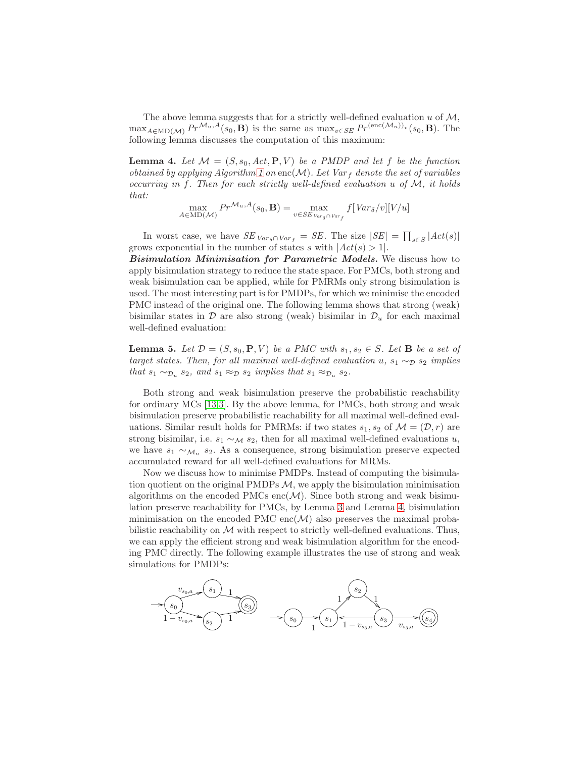The above lemma suggests that for a strictly well-defined evaluation $u$ of $\mathcal{M}$, $\max_{A\in \mathrm{MD}(\mathcal{M})} Pr^{\mathcal{M}_u,A}(s_0,\mathbf{B})$ is the same as $\max_{v\in SE} Pr^{(\mathrm{enc}(\mathcal{M}_u))_v}(s_0,\mathbf{B})$. The following lemma discusses the computation of this maximum:

**Lemma 4.** *Let $\mathcal{M} = (S, s_0, Act, \mathbf{P}, V)$ be a PMDP and let $f$ be the function obtained by applying Algorithm 1 on $\mathrm{enc}(\mathcal{M})$. Let $Var_f$ denote the set of variables occurring in $f$. Then for each strictly well-defined evaluation $u$ of $\mathcal{M}$, it holds that:*

$$\max_{A\in \mathrm{MD}(\mathcal{M})} Pr^{\mathcal{M}_u,A}(s_0,\mathbf{B}) = \max_{v\in SE_{Var_\delta \cap Var_f}} f[Var_\delta/v][V/u]$$

In worst case, we have $SE_{Var_\delta \cap Var_f} = SE$. The size $|SE| = \prod_{s\in S}|Act(s)|$ grows exponential in the number of states $s$ with $|Act(s)>1|$.

***Bisimulation Minimisation for Parametric Models.*** We discuss how to apply bisimulation strategy to reduce the state space. For PMCs, both strong and weak bisimulation can be applied, while for PMRMs only strong bisimulation is used. The most interesting part is for PMDPs, for which we minimise the encoded PMC instead of the original one. The following lemma shows that strong (weak) bisimilar states in $\mathcal{D}$ are also strong (weak) bisimilar in $\mathcal{D}_u$ for each maximal well-defined evaluation:

**Lemma 5.** *Let $\mathcal{D} = (S, s_0, \mathbf{P}, V)$ be a PMC with $s_1, s_2 \in S$. Let $\mathbf{B}$ be a set of target states. Then, for all maximal well-defined evaluation $u$, $s_1 \sim_{\mathcal{D}} s_2$ implies that $s_1 \sim_{\mathcal{D}_u} s_2$, and $s_1 \approx_{\mathcal{D}} s_2$ implies that $s_1 \approx_{\mathcal{D}_u} s_2$.*

Both strong and weak bisimulation preserve the probabilistic reachability for ordinary MCs [13,3]. By the above lemma, for PMCs, both strong and weak bisimulation preserve probabilistic reachability for all maximal well-defined evaluations. Similar result holds for PMRMs: if two states $s_1, s_2$ of $\mathcal{M} = (\mathcal{D}, r)$ are strong bisimilar, i.e. $s_1 \sim_{\mathcal{M}} s_2$, then for all maximal well-defined evaluations $u$, we have $s_1 \sim_{\mathcal{M}_u} s_2$. As a consequence, strong bisimulation preserve expected accumulated reward for all well-defined evaluations for MRMs.

Now we discuss how to minimise PMDPs. Instead of computing the bisimulation quotient on the original PMDPs $\mathcal{M}$, we apply the bisimulation minimisation algorithms on the encoded PMCs $\mathrm{enc}(\mathcal{M})$. Since both strong and weak bisimulation preserve reachability for PMCs, by Lemma 3 and Lemma 4, bisimulation minimisation on the encoded PMC $\mathrm{enc}(\mathcal{M})$ also preserves the maximal probabilistic reachability on $\mathcal{M}$ with respect to strictly well-defined evaluations. Thus, we can apply the efficient strong and weak bisimulation algorithm for the encoding PMC directly. The following example illustrates the use of strong and weak simulations for PMDPs: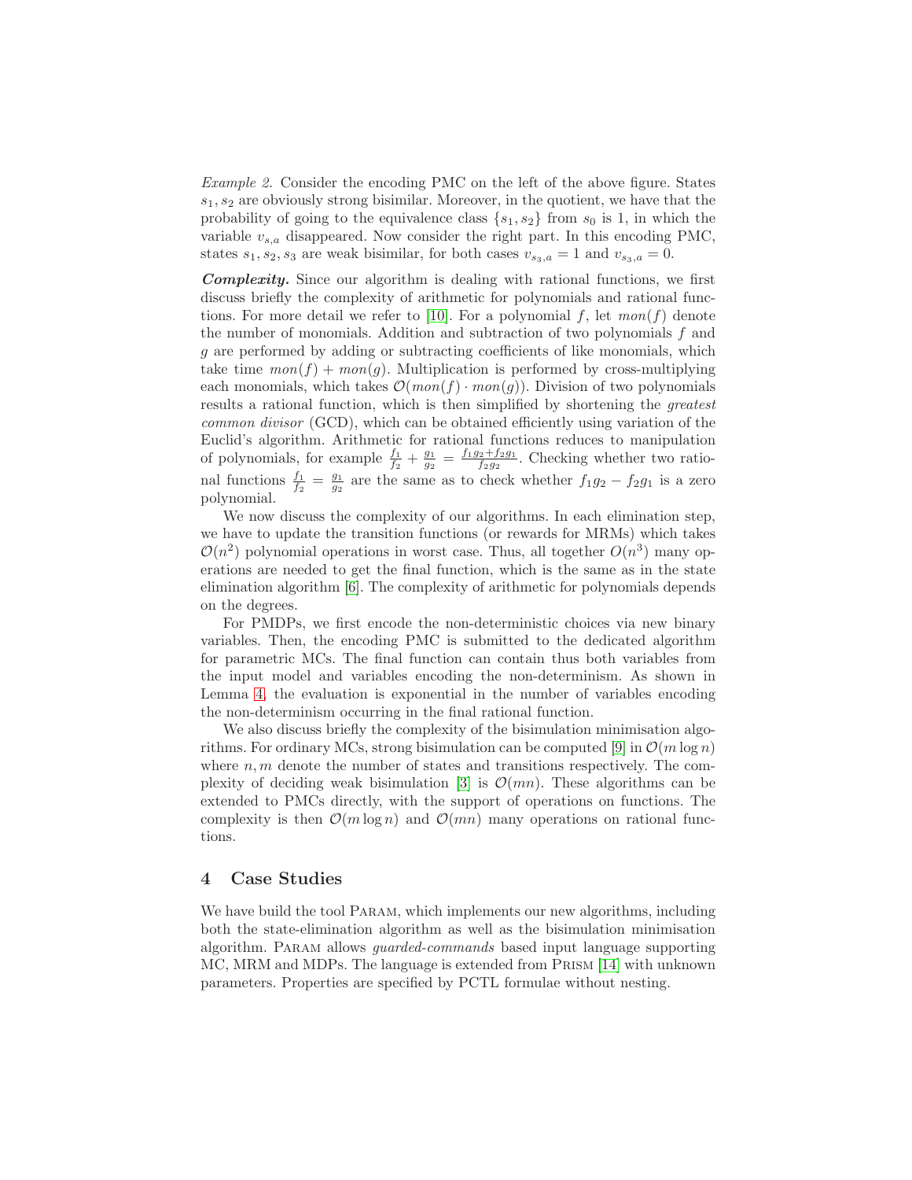*Example 2.* Consider the encoding PMC on the left of the above figure. States $s_1, s_2$ are obviously strong bisimilar. Moreover, in the quotient, we have that the probability of going to the equivalence class $\{s_1, s_2\}$ from $s_0$ is 1, in which the variable $v_{s,a}$ disappeared. Now consider the right part. In this encoding PMC, states $s_1, s_2, s_3$ are weak bisimilar, for both cases $v_{s_3,a} = 1$ and $v_{s_3,a} = 0$.

***Complexity.*** Since our algorithm is dealing with rational functions, we first discuss briefly the complexity of arithmetic for polynomials and rational functions. For more detail we refer to [10]. For a polynomial $f$, let $mon(f)$ denote the number of monomials. Addition and subtraction of two polynomials $f$ and $g$ are performed by adding or subtracting coefficients of like monomials, which take time $mon(f) + mon(g)$. Multiplication is performed by cross-multiplying each monomials, which takes $\mathcal{O}(mon(f) \cdot mon(g))$. Division of two polynomials results a rational function, which is then simplified by shortening the *greatest common divisor* (GCD), which can be obtained efficiently using variation of the Euclid's algorithm. Arithmetic for rational functions reduces to manipulation of polynomials, for example $\frac{f_1}{f_2} + \frac{g_1}{g_2} = \frac{f_1 g_2 + f_2 g_1}{f_2 g_2}$. Checking whether two rational functions $\frac{f_1}{f_2} = \frac{g_1}{g_2}$ are the same as to check whether $f_1 g_2 - f_2 g_1$ is a zero polynomial.

We now discuss the complexity of our algorithms. In each elimination step, we have to update the transition functions (or rewards for MRMs) which takes $\mathcal{O}(n^2)$ polynomial operations in worst case. Thus, all together $O(n^3)$ many operations are needed to get the final function, which is the same as in the state elimination algorithm [6]. The complexity of arithmetic for polynomials depends on the degrees.

For PMDPs, we first encode the non-deterministic choices via new binary variables. Then, the encoding PMC is submitted to the dedicated algorithm for parametric MCs. The final function can contain thus both variables from the input model and variables encoding the non-determinism. As shown in Lemma 4, the evaluation is exponential in the number of variables encoding the non-determinism occurring in the final rational function.

We also discuss briefly the complexity of the bisimulation minimisation algorithms. For ordinary MCs, strong bisimulation can be computed [9] in $\mathcal{O}(m \log n)$ where $n, m$ denote the number of states and transitions respectively. The complexity of deciding weak bisimulation [3] is $\mathcal{O}(mn)$. These algorithms can be extended to PMCs directly, with the support of operations on functions. The complexity is then $\mathcal{O}(m \log n)$ and $\mathcal{O}(mn)$ many operations on rational functions.

## 4 Case Studies

We have build the tool Param, which implements our new algorithms, including both the state-elimination algorithm as well as the bisimulation minimisation algorithm. Param allows *guarded-commands* based input language supporting MC, MRM and MDPs. The language is extended from Prism [14] with unknown parameters. Properties are specified by PCTL formulae without nesting.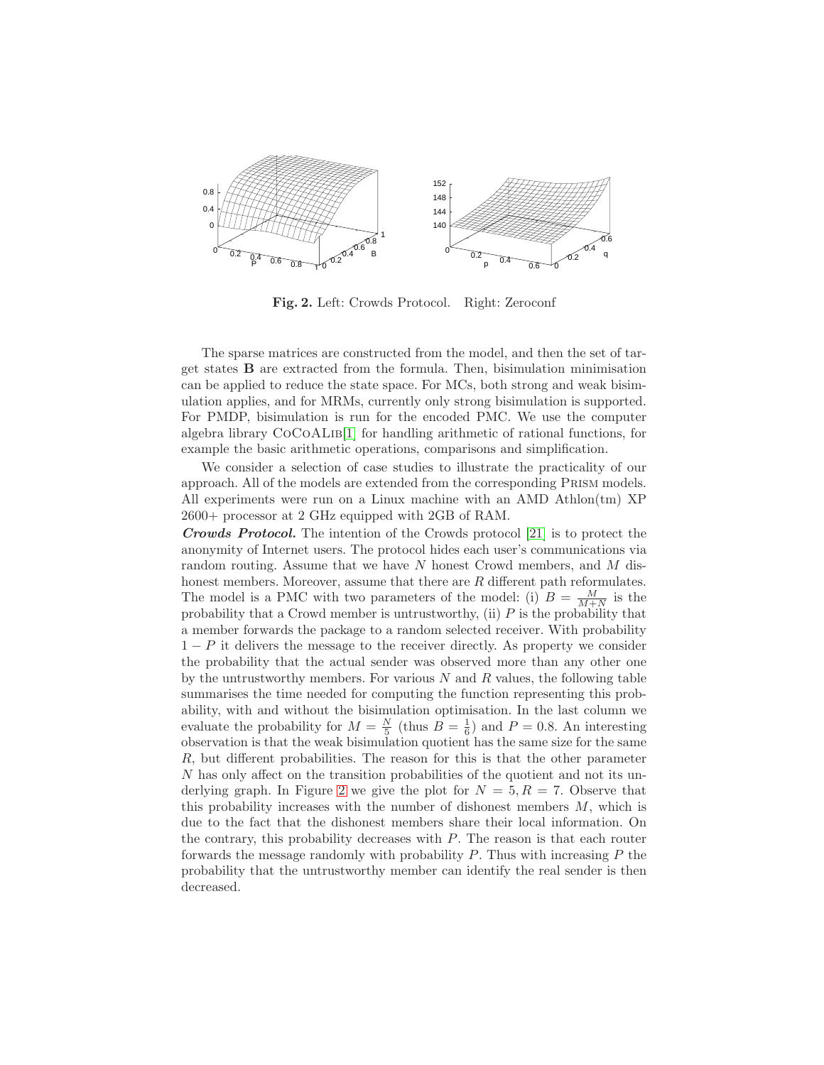**Fig. 2.** Left: Crowds Protocol. Right: Zeroconf

The sparse matrices are constructed from the model, and then the set of target states **B** are extracted from the formula. Then, bisimulation minimisation can be applied to reduce the state space. For MCs, both strong and weak bisimulation applies, and for MRMs, currently only strong bisimulation is supported. For PMDP, bisimulation is run for the encoded PMC. We use the computer algebra library CoCoALib[1] for handling arithmetic of rational functions, for example the basic arithmetic operations, comparisons and simplification.

We consider a selection of case studies to illustrate the practicality of our approach. All of the models are extended from the corresponding Prism models. All experiments were run on a Linux machine with an AMD Athlon(tm) XP 2600+ processor at 2 GHz equipped with 2GB of RAM.

***Crowds Protocol.*** The intention of the Crowds protocol [21] is to protect the anonymity of Internet users. The protocol hides each user's communications via random routing. Assume that we have $N$ honest Crowd members, and $M$ dishonest members. Moreover, assume that there are $R$ different path reformulates. The model is a PMC with two parameters of the model: (i) $B = \frac{M}{M+N}$ is the probability that a Crowd member is untrustworthy, (ii) $P$ is the probability that a member forwards the package to a random selected receiver. With probability $1 - P$ it delivers the message to the receiver directly. As property we consider the probability that the actual sender was observed more than any other one by the untrustworthy members. For various $N$ and $R$ values, the following table summarises the time needed for computing the function representing this probability, with and without the bisimulation optimisation. In the last column we evaluate the probability for $M = \frac{N}{5}$ (thus $B = \frac{1}{6}$) and $P = 0.8$. An interesting observation is that the weak bisimulation quotient has the same size for the same $R$, but different probabilities. The reason for this is that the other parameter $N$ has only affect on the transition probabilities of the quotient and not its underlying graph. In Figure 2 we give the plot for $N = 5, R = 7$. Observe that this probability increases with the number of dishonest members $M$, which is due to the fact that the dishonest members share their local information. On the contrary, this probability decreases with $P$. The reason is that each router forwards the message randomly with probability $P$. Thus with increasing $P$ the probability that the untrustworthy member can identify the real sender is then decreased.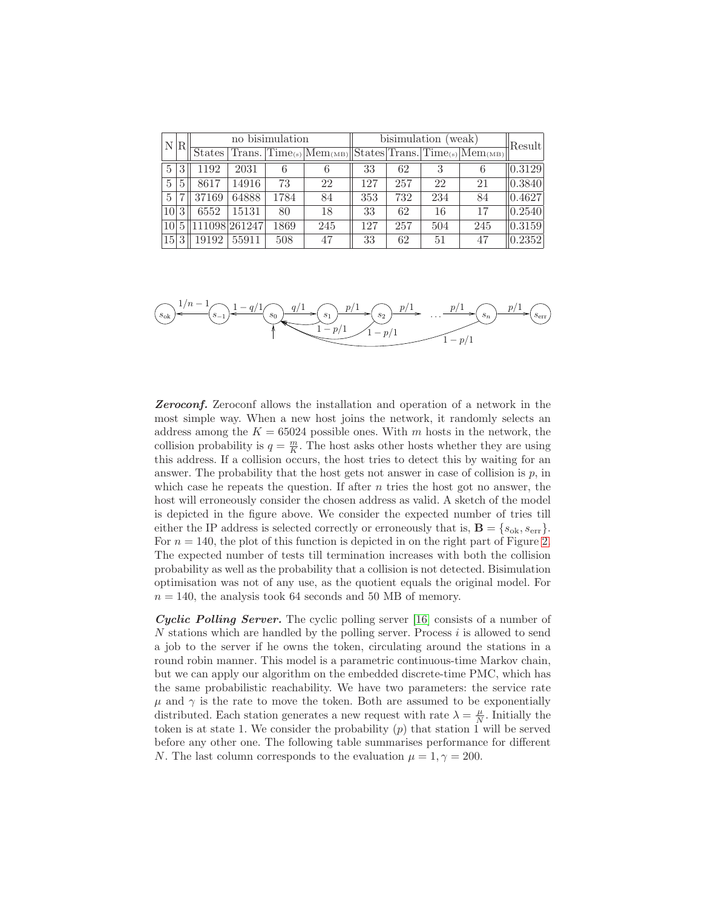| N | R | no bisimulation | | | | bisimulation (weak) | | | | Result |
|---|---|---|---|---|---|---|---|---|---|---|
| | | States | Trans. | Time(s) | Mem(MB) | States | Trans. | Time(s) | Mem(MB) | |
| 5 | 3 | 1192 | 2031 | 6 | 6 | 33 | 62 | 3 | 6 | 0.3129 |
| 5 | 5 | 8617 | 14916 | 73 | 22 | 127 | 257 | 22 | 21 | 0.3840 |
| 5 | 7 | 37169 | 64888 | 1784 | 84 | 353 | 732 | 234 | 84 | 0.4627 |
| 10 | 3 | 6552 | 15131 | 80 | 18 | 33 | 62 | 16 | 17 | 0.2540 |
| 10 | 5 | 111098 | 261247 | 1869 | 245 | 127 | 257 | 504 | 245 | 0.3159 |
| 15 | 3 | 19192 | 55911 | 508 | 47 | 33 | 62 | 51 | 47 | 0.2352 |

***Zeroconf.*** Zeroconf allows the installation and operation of a network in the most simple way. When a new host joins the network, it randomly selects an address among the $K = 65024$ possible ones. With $m$ hosts in the network, the collision probability is $q = \frac{m}{K}$. The host asks other hosts whether they are using this address. If a collision occurs, the host tries to detect this by waiting for an answer. The probability that the host gets not answer in case of collision is $p$, in which case he repeats the question. If after $n$ tries the host got no answer, the host will erroneously consider the chosen address as valid. A sketch of the model is depicted in the figure above. We consider the expected number of tries till either the IP address is selected correctly or erroneously that is, $\mathbf{B} = \{s_{\text{ok}}, s_{\text{err}}\}$. For $n = 140$, the plot of this function is depicted in on the right part of Figure 2. The expected number of tests till termination increases with both the collision probability as well as the probability that a collision is not detected. Bisimulation optimisation was not of any use, as the quotient equals the original model. For $n = 140$, the analysis took 64 seconds and 50 MB of memory.

***Cyclic Polling Server.*** The cyclic polling server [16] consists of a number of $N$ stations which are handled by the polling server. Process $i$ is allowed to send a job to the server if he owns the token, circulating around the stations in a round robin manner. This model is a parametric continuous-time Markov chain, but we can apply our algorithm on the embedded discrete-time PMC, which has the same probabilistic reachability. We have two parameters: the service rate $\mu$ and $\gamma$ is the rate to move the token. Both are assumed to be exponentially distributed. Each station generates a new request with rate $\lambda = \frac{\mu}{N}$. Initially the token is at state 1. We consider the probability ($p$) that station 1 will be served before any other one. The following table summarises performance for different $N$. The last column corresponds to the evaluation $\mu = 1, \gamma = 200$.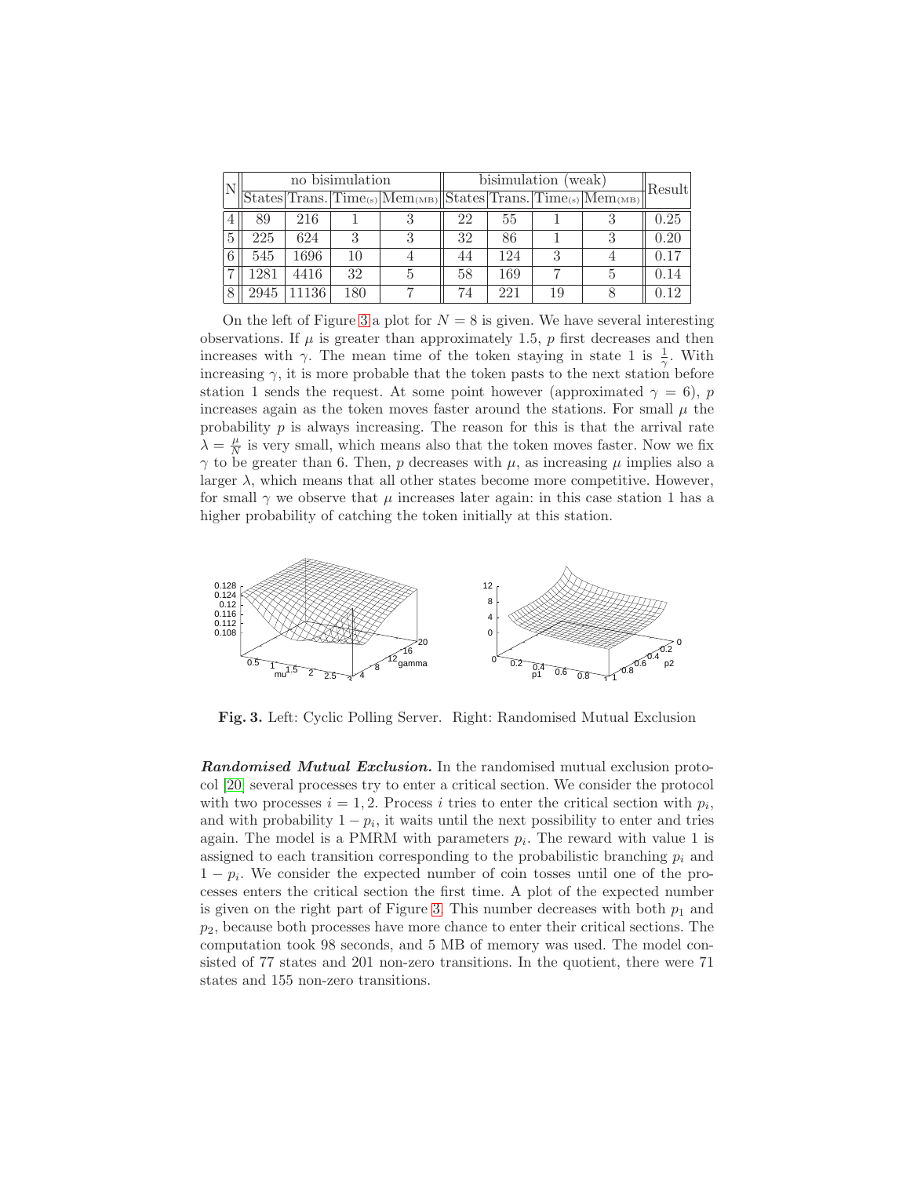| N | no bisimulation | | | | bisimulation (weak) | | | | Result |
|---|---|---|---|---|---|---|---|---|---|
| | States | Trans. | Time(s) | Mem(MB) | States | Trans. | Time(s) | Mem(MB) | |
| 4 | 89 | 216 | 1 | 3 | 22 | 55 | 1 | 3 | 0.25 |
| 5 | 225 | 624 | 3 | 3 | 32 | 86 | 1 | 3 | 0.20 |
| 6 | 545 | 1696 | 10 | 4 | 44 | 124 | 3 | 4 | 0.17 |
| 7 | 1281 | 4416 | 32 | 5 | 58 | 169 | 7 | 5 | 0.14 |
| 8 | 2945 | 11136 | 180 | 7 | 74 | 221 | 19 | 8 | 0.12 |

On the left of Figure 3 a plot for $N = 8$ is given. We have several interesting observations. If $\mu$ is greater than approximately 1.5, $p$ first decreases and then increases with $\gamma$. The mean time of the token staying in state 1 is $\frac{1}{\gamma}$. With increasing $\gamma$, it is more probable that the token pasts to the next station before station 1 sends the request. At some point however (approximated $\gamma = 6$), $p$ increases again as the token moves faster around the stations. For small $\mu$ the probability $p$ is always increasing. The reason for this is that the arrival rate $\lambda = \frac{\mu}{N}$ is very small, which means also that the token moves faster. Now we fix $\gamma$ to be greater than 6. Then, $p$ decreases with $\mu$, as increasing $\mu$ implies also a larger $\lambda$, which means that all other states become more competitive. However, for small $\gamma$ we observe that $\mu$ increases later again: in this case station 1 has a higher probability of catching the token initially at this station.

**Fig. 3.** Left: Cyclic Polling Server. Right: Randomised Mutual Exclusion

***Randomised Mutual Exclusion.*** In the randomised mutual exclusion protocol [20] several processes try to enter a critical section. We consider the protocol with two processes $i = 1, 2$. Process $i$ tries to enter the critical section with $p_i$, and with probability $1 - p_i$, it waits until the next possibility to enter and tries again. The model is a PMRM with parameters $p_i$. The reward with value 1 is assigned to each transition corresponding to the probabilistic branching $p_i$ and $1 - p_i$. We consider the expected number of coin tosses until one of the processes enters the critical section the first time. A plot of the expected number is given on the right part of Figure 3. This number decreases with both $p_1$ and $p_2$, because both processes have more chance to enter their critical sections. The computation took 98 seconds, and 5 MB of memory was used. The model consisted of 77 states and 201 non-zero transitions. In the quotient, there were 71 states and 155 non-zero transitions.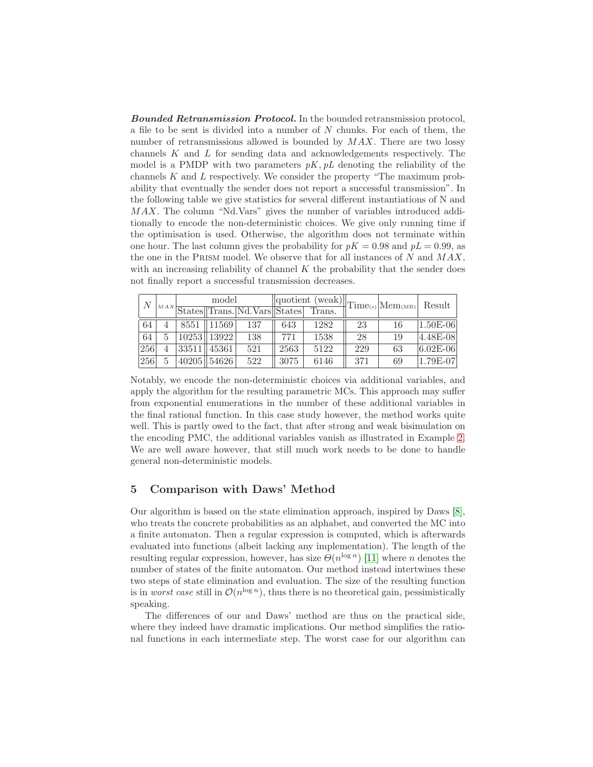***Bounded Retransmission Protocol.*** In the bounded retransmission protocol, a file to be sent is divided into a number of $N$ chunks. For each of them, the number of retransmissions allowed is bounded by $MAX$. There are two lossy channels $K$ and $L$ for sending data and acknowledgements respectively. The model is a PMDP with two parameters $pK, pL$ denoting the reliability of the channels $K$ and $L$ respectively. We consider the property "The maximum probability that eventually the sender does not report a successful transmission". In the following table we give statistics for several different instantiations of N and $MAX$. The column "Nd.Vars" gives the number of variables introduced additionally to encode the non-deterministic choices. We give only running time if the optimisation is used. Otherwise, the algorithm does not terminate within one hour. The last column gives the probability for $pK = 0.98$ and $pL = 0.99$, as the one in the PRISM model. We observe that for all instances of $N$ and $MAX$, with an increasing reliability of channel $K$ the probability that the sender does not finally report a successful transmission decreases.

| $N$ | $MAX$ | model | | | quotient (weak) | | Time(s) | Mem(MB) | Result |
|---|---|---|---|---|---|---|---|---|---|
| | | States | Trans. | Nd.Vars | States | Trans. | | | |
| 64 | 4 | 8551 | 11569 | 137 | 643 | 1282 | 23 | 16 | 1.50E-06 |
| 64 | 5 | 10253 | 13922 | 138 | 771 | 1538 | 28 | 19 | 4.48E-08 |
| 256 | 4 | 33511 | 45361 | 521 | 2563 | 5122 | 229 | 63 | 6.02E-06 |
| 256 | 5 | 40205 | 54626 | 522 | 3075 | 6146 | 371 | 69 | 1.79E-07 |

Notably, we encode the non-deterministic choices via additional variables, and apply the algorithm for the resulting parametric MCs. This approach may suffer from exponential enumerations in the number of these additional variables in the final rational function. In this case study however, the method works quite well. This is partly owed to the fact, that after strong and weak bisimulation on the encoding PMC, the additional variables vanish as illustrated in Example 2. We are well aware however, that still much work needs to be done to handle general non-deterministic models.

## 5 Comparison with Daws' Method

Our algorithm is based on the state elimination approach, inspired by Daws [8], who treats the concrete probabilities as an alphabet, and converted the MC into a finite automaton. Then a regular expression is computed, which is afterwards evaluated into functions (albeit lacking any implementation). The length of the resulting regular expression, however, has size $\Theta(n^{\log n})$ [11] where $n$ denotes the number of states of the finite automaton. Our method instead intertwines these two steps of state elimination and evaluation. The size of the resulting function is in *worst case* still in $\mathcal{O}(n^{\log n})$, thus there is no theoretical gain, pessimistically speaking.

The differences of our and Daws' method are thus on the practical side, where they indeed have dramatic implications. Our method simplifies the rational functions in each intermediate step. The worst case for our algorithm can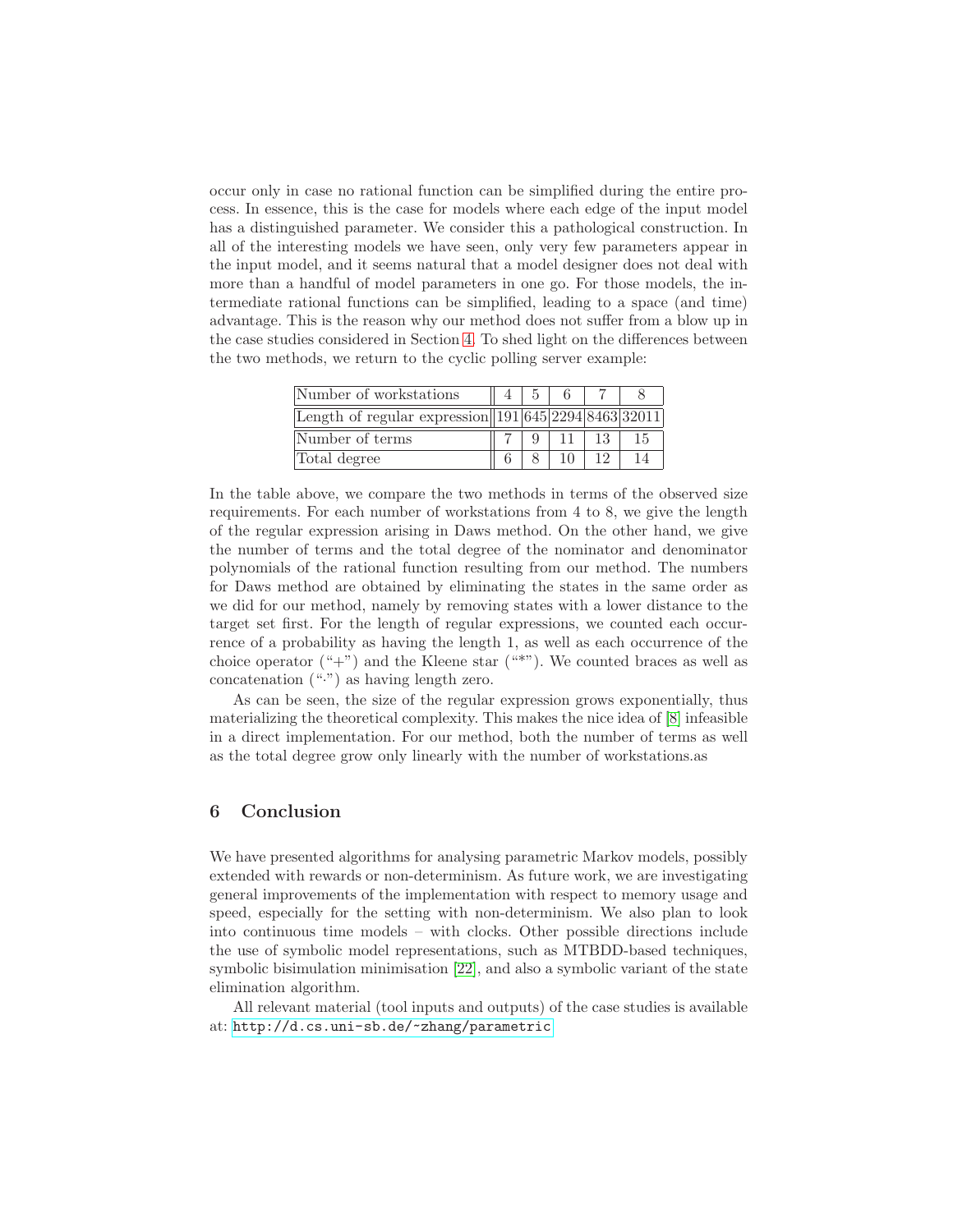occur only in case no rational function can be simplified during the entire process. In essence, this is the case for models where each edge of the input model has a distinguished parameter. We consider this a pathological construction. In all of the interesting models we have seen, only very few parameters appear in the input model, and it seems natural that a model designer does not deal with more than a handful of model parameters in one go. For those models, the intermediate rational functions can be simplified, leading to a space (and time) advantage. This is the reason why our method does not suffer from a blow up in the case studies considered in Section 4. To shed light on the differences between the two methods, we return to the cyclic polling server example:

| Number of workstations | 4 | 5 | 6 | 7 | 8 |
|---|---|---|---|---|---|
| Length of regular expression | 191 | 645 | 2294 | 8463 | 32011 |
| Number of terms | 7 | 9 | 11 | 13 | 15 |
| Total degree | 6 | 8 | 10 | 12 | 14 |

In the table above, we compare the two methods in terms of the observed size requirements. For each number of workstations from 4 to 8, we give the length of the regular expression arising in Daws method. On the other hand, we give the number of terms and the total degree of the nominator and denominator polynomials of the rational function resulting from our method. The numbers for Daws method are obtained by eliminating the states in the same order as we did for our method, namely by removing states with a lower distance to the target set first. For the length of regular expressions, we counted each occurrence of a probability as having the length 1, as well as each occurrence of the choice operator ("+") and the Kleene star ("*"). We counted braces as well as concatenation ("·") as having length zero.

As can be seen, the size of the regular expression grows exponentially, thus materializing the theoretical complexity. This makes the nice idea of [8] infeasible in a direct implementation. For our method, both the number of terms as well as the total degree grow only linearly with the number of workstations.as

## 6 Conclusion

We have presented algorithms for analysing parametric Markov models, possibly extended with rewards or non-determinism. As future work, we are investigating general improvements of the implementation with respect to memory usage and speed, especially for the setting with non-determinism. We also plan to look into continuous time models – with clocks. Other possible directions include the use of symbolic model representations, such as MTBDD-based techniques, symbolic bisimulation minimisation [22], and also a symbolic variant of the state elimination algorithm.

All relevant material (tool inputs and outputs) of the case studies is available at: http://d.cs.uni-sb.de/~zhang/parametric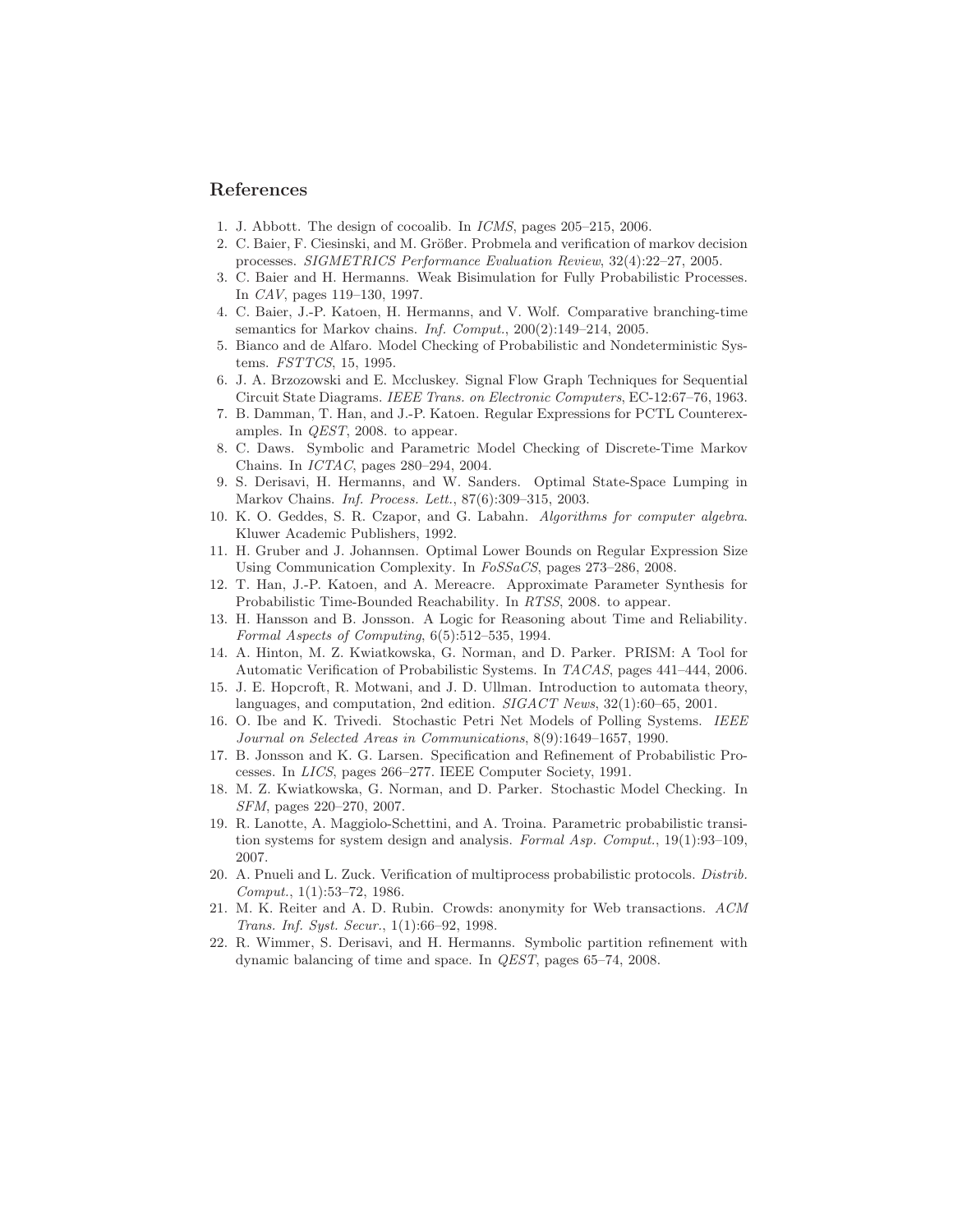## References

1. J. Abbott. The design of cocoalib. In *ICMS*, pages 205–215, 2006.
2. C. Baier, F. Ciesinski, and M. Größer. Probmela and verification of markov decision processes. *SIGMETRICS Performance Evaluation Review*, 32(4):22–27, 2005.
3. C. Baier and H. Hermanns. Weak Bisimulation for Fully Probabilistic Processes. In *CAV*, pages 119–130, 1997.
4. C. Baier, J.-P. Katoen, H. Hermanns, and V. Wolf. Comparative branching-time semantics for Markov chains. *Inf. Comput.*, 200(2):149–214, 2005.
5. Bianco and de Alfaro. Model Checking of Probabilistic and Nondeterministic Systems. *FSTTCS*, 15, 1995.
6. J. A. Brzozowski and E. Mccluskey. Signal Flow Graph Techniques for Sequential Circuit State Diagrams. *IEEE Trans. on Electronic Computers*, EC-12:67–76, 1963.
7. B. Damman, T. Han, and J.-P. Katoen. Regular Expressions for PCTL Counterexamples. In *QEST*, 2008. to appear.
8. C. Daws. Symbolic and Parametric Model Checking of Discrete-Time Markov Chains. In *ICTAC*, pages 280–294, 2004.
9. S. Derisavi, H. Hermanns, and W. Sanders. Optimal State-Space Lumping in Markov Chains. *Inf. Process. Lett.*, 87(6):309–315, 2003.
10. K. O. Geddes, S. R. Czapor, and G. Labahn. *Algorithms for computer algebra*. Kluwer Academic Publishers, 1992.
11. H. Gruber and J. Johannsen. Optimal Lower Bounds on Regular Expression Size Using Communication Complexity. In *FoSSaCS*, pages 273–286, 2008.
12. T. Han, J.-P. Katoen, and A. Mereacre. Approximate Parameter Synthesis for Probabilistic Time-Bounded Reachability. In *RTSS*, 2008. to appear.
13. H. Hansson and B. Jonsson. A Logic for Reasoning about Time and Reliability. *Formal Aspects of Computing*, 6(5):512–535, 1994.
14. A. Hinton, M. Z. Kwiatkowska, G. Norman, and D. Parker. PRISM: A Tool for Automatic Verification of Probabilistic Systems. In *TACAS*, pages 441–444, 2006.
15. J. E. Hopcroft, R. Motwani, and J. D. Ullman. Introduction to automata theory, languages, and computation, 2nd edition. *SIGACT News*, 32(1):60–65, 2001.
16. O. Ibe and K. Trivedi. Stochastic Petri Net Models of Polling Systems. *IEEE Journal on Selected Areas in Communications*, 8(9):1649–1657, 1990.
17. B. Jonsson and K. G. Larsen. Specification and Refinement of Probabilistic Processes. In *LICS*, pages 266–277. IEEE Computer Society, 1991.
18. M. Z. Kwiatkowska, G. Norman, and D. Parker. Stochastic Model Checking. In *SFM*, pages 220–270, 2007.
19. R. Lanotte, A. Maggiolo-Schettini, and A. Troina. Parametric probabilistic transition systems for system design and analysis. *Formal Asp. Comput.*, 19(1):93–109, 2007.
20. A. Pnueli and L. Zuck. Verification of multiprocess probabilistic protocols. *Distrib. Comput.*, 1(1):53–72, 1986.
21. M. K. Reiter and A. D. Rubin. Crowds: anonymity for Web transactions. *ACM Trans. Inf. Syst. Secur.*, 1(1):66–92, 1998.
22. R. Wimmer, S. Derisavi, and H. Hermanns. Symbolic partition refinement with dynamic balancing of time and space. In *QEST*, pages 65–74, 2008.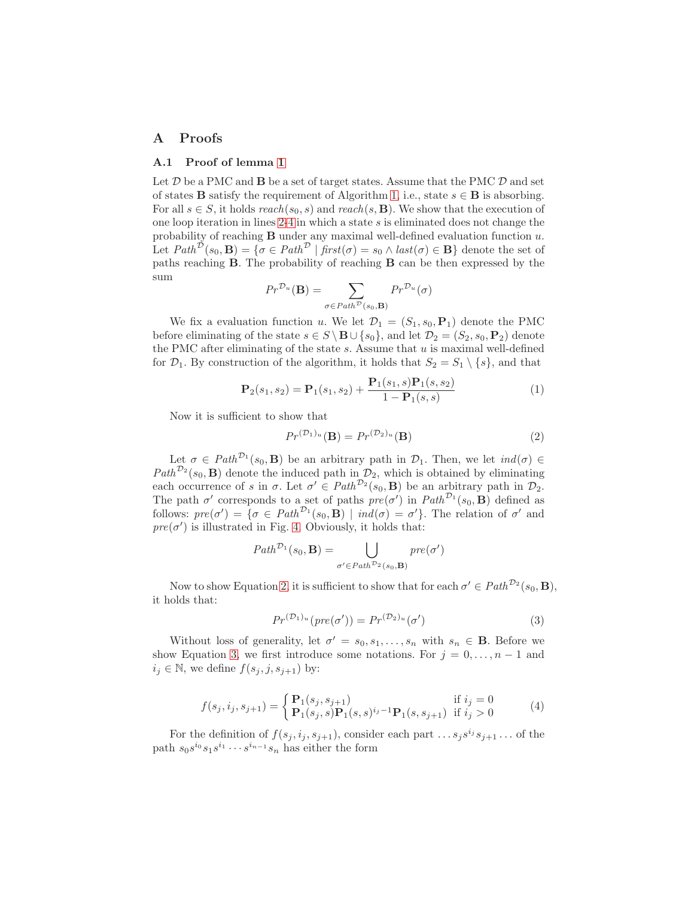## A Proofs

### A.1 Proof of lemma 1

Let $\mathcal{D}$ be a PMC and $\mathbf{B}$ be a set of target states. Assume that the PMC $\mathcal{D}$ and set of states $\mathbf{B}$ satisfy the requirement of Algorithm 1, i.e., state $s \in \mathbf{B}$ is absorbing. For all $s \in S$, it holds $reach(s_0, s)$ and $reach(s, \mathbf{B})$. We show that the execution of one loop iteration in lines 2-4 in which a state $s$ is eliminated does not change the probability of reaching $\mathbf{B}$ under any maximal well-defined evaluation function $u$. Let $Path^{\mathcal{D}}(s_0, \mathbf{B}) = \{\sigma \in Path^{\mathcal{D}} \mid first(\sigma) = s_0 \wedge last(\sigma) \in \mathbf{B}\}$ denote the set of paths reaching $\mathbf{B}$. The probability of reaching $\mathbf{B}$ can be then expressed by the sum

$$Pr^{\mathcal{D}_u}(\mathbf{B}) = \sum_{\sigma \in Path^{\mathcal{D}}(s_0, \mathbf{B})} Pr^{\mathcal{D}_u}(\sigma)$$

We fix a evaluation function $u$. We let $\mathcal{D}_1 = (S_1, s_0, \mathbf{P}_1)$ denote the PMC before eliminating of the state $s \in S \setminus \mathbf{B} \cup \{s_0\}$, and let $\mathcal{D}_2 = (S_2, s_0, \mathbf{P}_2)$ denote the PMC after eliminating of the state $s$. Assume that $u$ is maximal well-defined for $\mathcal{D}_1$. By construction of the algorithm, it holds that $S_2 = S_1 \setminus \{s\}$, and that

$$\mathbf{P}_2(s_1, s_2) = \mathbf{P}_1(s_1, s_2) + \frac{\mathbf{P}_1(s_1, s)\mathbf{P}_1(s, s_2)}{1 - \mathbf{P}_1(s, s)} \tag{1}$$

Now it is sufficient to show that

$$Pr^{(\mathcal{D}_1)_u}(\mathbf{B}) = Pr^{(\mathcal{D}_2)_u}(\mathbf{B}) \tag{2}$$

Let $\sigma \in Path^{\mathcal{D}_1}(s_0, \mathbf{B})$ be an arbitrary path in $\mathcal{D}_1$. Then, we let $ind(\sigma) \in Path^{\mathcal{D}_2}(s_0, \mathbf{B})$ denote the induced path in $\mathcal{D}_2$, which is obtained by eliminating each occurrence of $s$ in $\sigma$. Let $\sigma' \in Path^{\mathcal{D}_2}(s_0, \mathbf{B})$ be an arbitrary path in $\mathcal{D}_2$. The path $\sigma'$ corresponds to a set of paths $pre(\sigma')$ in $Path^{\mathcal{D}_1}(s_0, \mathbf{B})$ defined as follows: $pre(\sigma') = \{\sigma \in Path^{\mathcal{D}_1}(s_0, \mathbf{B}) \mid ind(\sigma) = \sigma'\}$. The relation of $\sigma'$ and $pre(\sigma')$ is illustrated in Fig. 4. Obviously, it holds that:

$$Path^{\mathcal{D}_1}(s_0, \mathbf{B}) = \bigcup_{\sigma' \in Path^{\mathcal{D}_2}(s_0, \mathbf{B})} pre(\sigma')$$

Now to show Equation 2, it is sufficient to show that for each $\sigma' \in Path^{\mathcal{D}_2}(s_0, \mathbf{B})$, it holds that:

$$Pr^{(\mathcal{D}_1)_u}(pre(\sigma')) = Pr^{(\mathcal{D}_2)_u}(\sigma') \tag{3}$$

Without loss of generality, let $\sigma' = s_0, s_1, \ldots, s_n$ with $s_n \in \mathbf{B}$. Before we show Equation 3, we first introduce some notations. For $j = 0, \ldots, n-1$ and $i_j \in \mathbb{N}$, we define $f(s_j, j, s_{j+1})$ by:

$$f(s_j, i_j, s_{j+1}) = \begin{cases} \mathbf{P}_1(s_j, s_{j+1}) & \text{if } i_j = 0 \\ \mathbf{P}_1(s_j, s)\mathbf{P}_1(s, s)^{i_j - 1}\mathbf{P}_1(s, s_{j+1}) & \text{if } i_j > 0 \end{cases} \tag{4}$$

For the definition of $f(s_j, i_j, s_{j+1})$, consider each part $\ldots s_j s^{i_j} s_{j+1} \ldots$ of the path $s_0 s^{i_0} s_1 s^{i_1} \cdots s^{i_{n-1}} s_n$ has either the form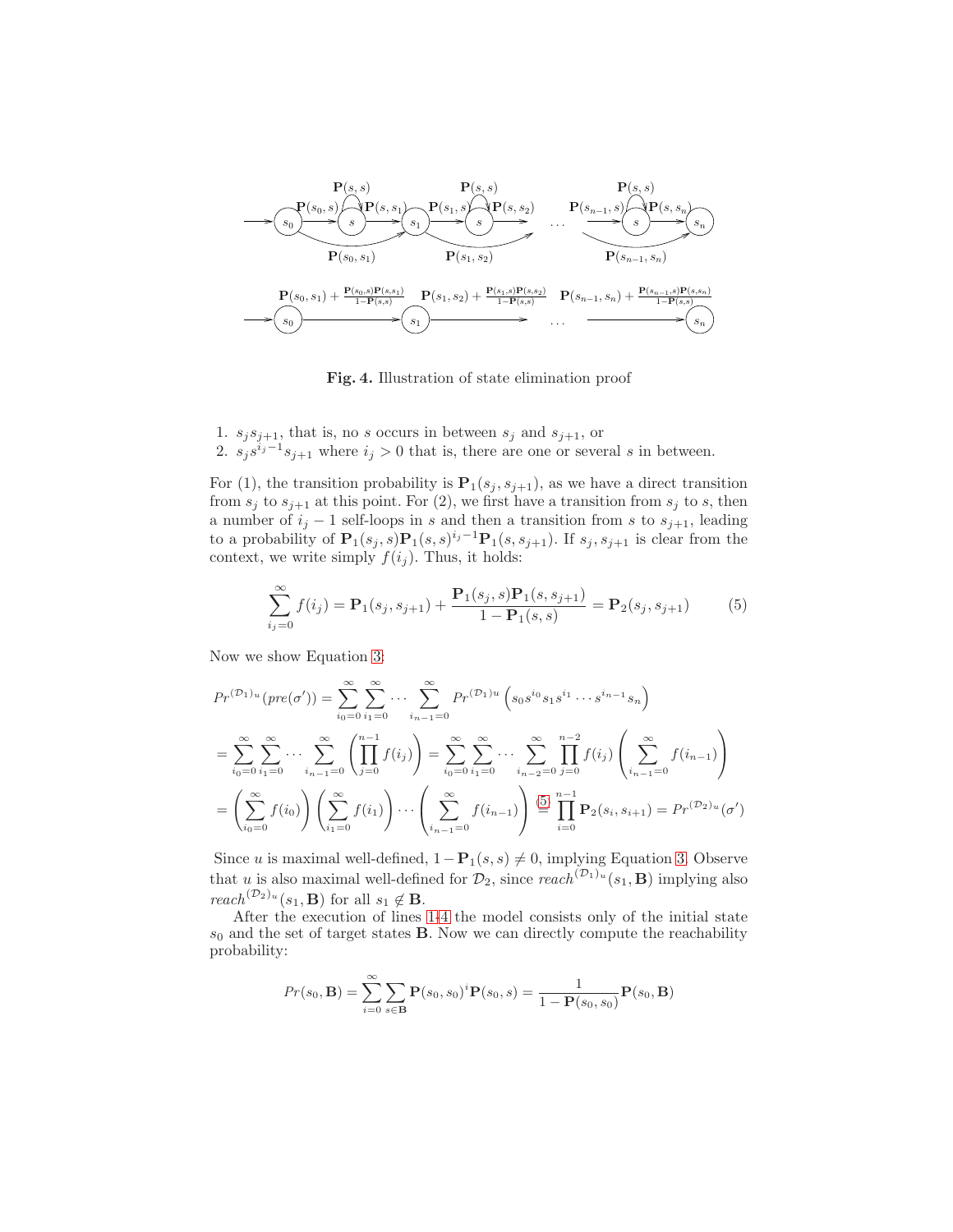**Fig. 4.** Illustration of state elimination proof

1. $s_j s_{j+1}$, that is, no $s$ occurs in between $s_j$ and $s_{j+1}$, or
2. $s_j s^{i_j - 1} s_{j+1}$ where $i_j > 0$ that is, there are one or several $s$ in between.

For (1), the transition probability is $\mathbf{P}_1(s_j, s_{j+1})$, as we have a direct transition from $s_j$ to $s_{j+1}$ at this point. For (2), we first have a transition from $s_j$ to $s$, then a number of $i_j - 1$ self-loops in $s$ and then a transition from $s$ to $s_{j+1}$, leading to a probability of $\mathbf{P}_1(s_j, s)\mathbf{P}_1(s, s)^{i_j - 1}\mathbf{P}_1(s, s_{j+1})$. If $s_j, s_{j+1}$ is clear from the context, we write simply $f(i_j)$. Thus, it holds:

$$\sum_{i_j=0}^{\infty} f(i_j) = \mathbf{P}_1(s_j, s_{j+1}) + \frac{\mathbf{P}_1(s_j, s)\mathbf{P}_1(s, s_{j+1})}{1 - \mathbf{P}_1(s, s)} = \mathbf{P}_2(s_j, s_{j+1}) \tag{5}$$

Now we show Equation 3:

$$Pr^{(\mathcal{D}_1)_u}(pre(\sigma')) = \sum_{i_0=0}^{\infty} \sum_{i_1=0}^{\infty} \cdots \sum_{i_{n-1}=0}^{\infty} Pr^{(\mathcal{D}_1)_u}\left(s_0 s^{i_0} s_1 s^{i_1} \cdots s^{i_{n-1}} s_n\right)$$

$$= \sum_{i_0=0}^{\infty} \sum_{i_1=0}^{\infty} \cdots \sum_{i_{n-1}=0}^{\infty} \left(\prod_{j=0}^{n-1} f(i_j)\right) = \sum_{i_0=0}^{\infty} \sum_{i_1=0}^{\infty} \cdots \sum_{i_{n-2}=0}^{\infty} \prod_{j=0}^{n-2} f(i_j) \left(\sum_{i_{n-1}=0}^{\infty} f(i_{n-1})\right)$$

$$= \left(\sum_{i_0=0}^{\infty} f(i_0)\right)\left(\sum_{i_1=0}^{\infty} f(i_1)\right) \cdots \left(\sum_{i_{n-1}=0}^{\infty} f(i_{n-1})\right) \overset{(5)}{=} \prod_{i=0}^{n-1} \mathbf{P}_2(s_i, s_{i+1}) = Pr^{(\mathcal{D}_2)_u}(\sigma')$$

Since $u$ is maximal well-defined, $1 - \mathbf{P}_1(s, s) \neq 0$, implying Equation 3. Observe that $u$ is also maximal well-defined for $\mathcal{D}_2$, since $reach^{(\mathcal{D}_1)_u}(s_1, \mathbf{B})$ implying also $reach^{(\mathcal{D}_2)_u}(s_1, \mathbf{B})$ for all $s_1 \notin \mathbf{B}$.

After the execution of lines 1-4 the model consists only of the initial state $s_0$ and the set of target states $\mathbf{B}$. Now we can directly compute the reachability probability:

$$Pr(s_0, \mathbf{B}) = \sum_{i=0}^{\infty} \sum_{s \in \mathbf{B}} \mathbf{P}(s_0, s_0)^i \mathbf{P}(s_0, s) = \frac{1}{1 - \mathbf{P}(s_0, s_0)} \mathbf{P}(s_0, \mathbf{B})$$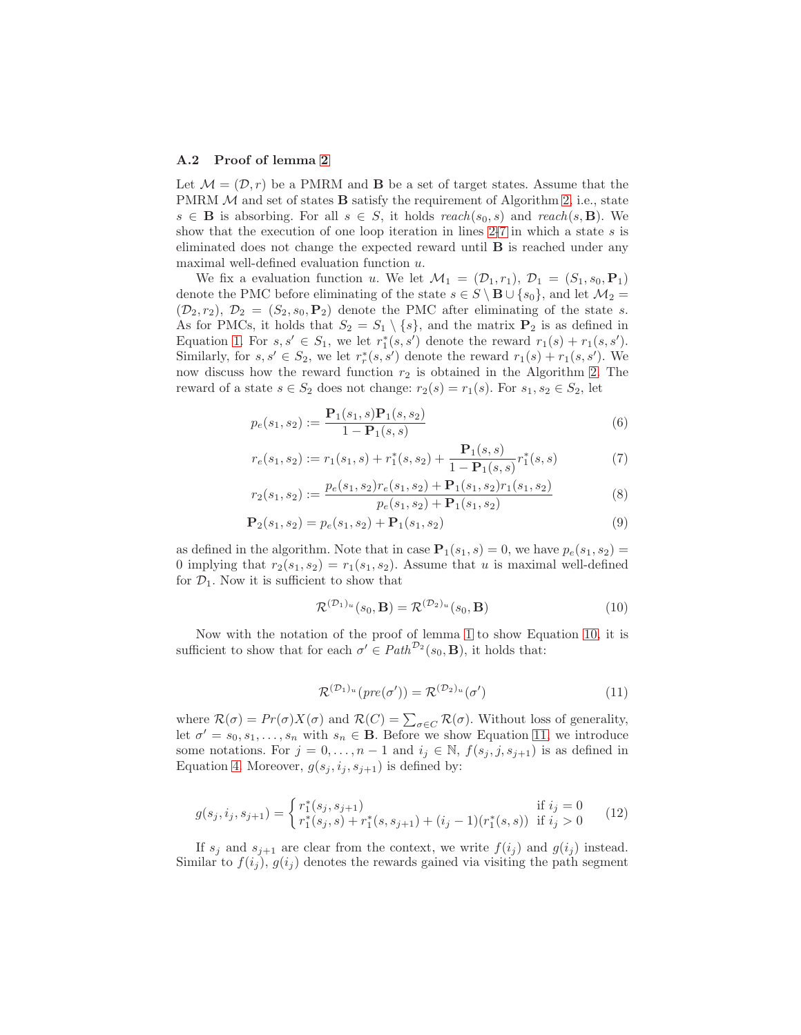### A.2 Proof of lemma 2

Let $\mathcal{M} = (\mathcal{D}, r)$ be a PMRM and $\mathbf{B}$ be a set of target states. Assume that the PMRM $\mathcal{M}$ and set of states $\mathbf{B}$ satisfy the requirement of Algorithm 2, i.e., state $s \in \mathbf{B}$ is absorbing. For all $s \in S$, it holds $reach(s_0, s)$ and $reach(s, \mathbf{B})$. We show that the execution of one loop iteration in lines 2-7 in which a state $s$ is eliminated does not change the expected reward until $\mathbf{B}$ is reached under any maximal well-defined evaluation function $u$.

We fix a evaluation function $u$. We let $\mathcal{M}_1 = (\mathcal{D}_1, r_1)$, $\mathcal{D}_1 = (S_1, s_0, \mathbf{P}_1)$ denote the PMC before eliminating of the state $s \in S \setminus \mathbf{B} \cup \{s_0\}$, and let $\mathcal{M}_2 = (\mathcal{D}_2, r_2)$, $\mathcal{D}_2 = (S_2, s_0, \mathbf{P}_2)$ denote the PMC after eliminating of the state $s$. As for PMCs, it holds that $S_2 = S_1 \setminus \{s\}$, and the matrix $\mathbf{P}_2$ is as defined in Equation 1. For $s, s' \in S_1$, we let $r_1^*(s, s')$ denote the reward $r_1(s) + r_1(s, s')$. Similarly, for $s, s' \in S_2$, we let $r_r^*(s, s')$ denote the reward $r_1(s) + r_1(s, s')$. We now discuss how the reward function $r_2$ is obtained in the Algorithm 2. The reward of a state $s \in S_2$ does not change: $r_2(s) = r_1(s)$. For $s_1, s_2 \in S_2$, let

$$p_e(s_1, s_2) := \frac{\mathbf{P}_1(s_1, s)\mathbf{P}_1(s, s_2)}{1 - \mathbf{P}_1(s, s)} \tag{6}$$

$$r_e(s_1, s_2) := r_1(s_1, s) + r_1^*(s, s_2) + \frac{\mathbf{P}_1(s, s)}{1 - \mathbf{P}_1(s, s)} r_1^*(s, s) \tag{7}$$

$$r_2(s_1, s_2) := \frac{p_e(s_1, s_2) r_e(s_1, s_2) + \mathbf{P}_1(s_1, s_2) r_1(s_1, s_2)}{p_e(s_1, s_2) + \mathbf{P}_1(s_1, s_2)} \tag{8}$$

$$\mathbf{P}_2(s_1, s_2) = p_e(s_1, s_2) + \mathbf{P}_1(s_1, s_2) \tag{9}$$

as defined in the algorithm. Note that in case $\mathbf{P}_1(s_1, s) = 0$, we have $p_e(s_1, s_2) = 0$ implying that $r_2(s_1, s_2) = r_1(s_1, s_2)$. Assume that $u$ is maximal well-defined for $\mathcal{D}_1$. Now it is sufficient to show that

$$\mathcal{R}^{(\mathcal{D}_1)_u}(s_0, \mathbf{B}) = \mathcal{R}^{(\mathcal{D}_2)_u}(s_0, \mathbf{B}) \tag{10}$$

Now with the notation of the proof of lemma 1 to show Equation 10, it is sufficient to show that for each $\sigma' \in Path^{\mathcal{D}_2}(s_0, \mathbf{B})$, it holds that:

$$\mathcal{R}^{(\mathcal{D}_1)_u}(pre(\sigma')) = \mathcal{R}^{(\mathcal{D}_2)_u}(\sigma') \tag{11}$$

where $\mathcal{R}(\sigma) = Pr(\sigma)X(\sigma)$ and $\mathcal{R}(C) = \sum_{\sigma \in C} \mathcal{R}(\sigma)$. Without loss of generality, let $\sigma' = s_0, s_1, \ldots, s_n$ with $s_n \in \mathbf{B}$. Before we show Equation 11, we introduce some notations. For $j = 0, \ldots, n-1$ and $i_j \in \mathbb{N}$, $f(s_j, j, s_{j+1})$ is as defined in Equation 4. Moreover, $g(s_j, i_j, s_{j+1})$ is defined by:

$$g(s_j, i_j, s_{j+1}) = \begin{cases} r_1^*(s_j, s_{j+1}) & \text{if } i_j = 0 \\ r_1^*(s_j, s) + r_1^*(s, s_{j+1}) + (i_j - 1)(r_1^*(s, s)) & \text{if } i_j > 0 \end{cases} \tag{12}$$

If $s_j$ and $s_{j+1}$ are clear from the context, we write $f(i_j)$ and $g(i_j)$ instead. Similar to $f(i_j)$, $g(i_j)$ denotes the rewards gained via visiting the path segment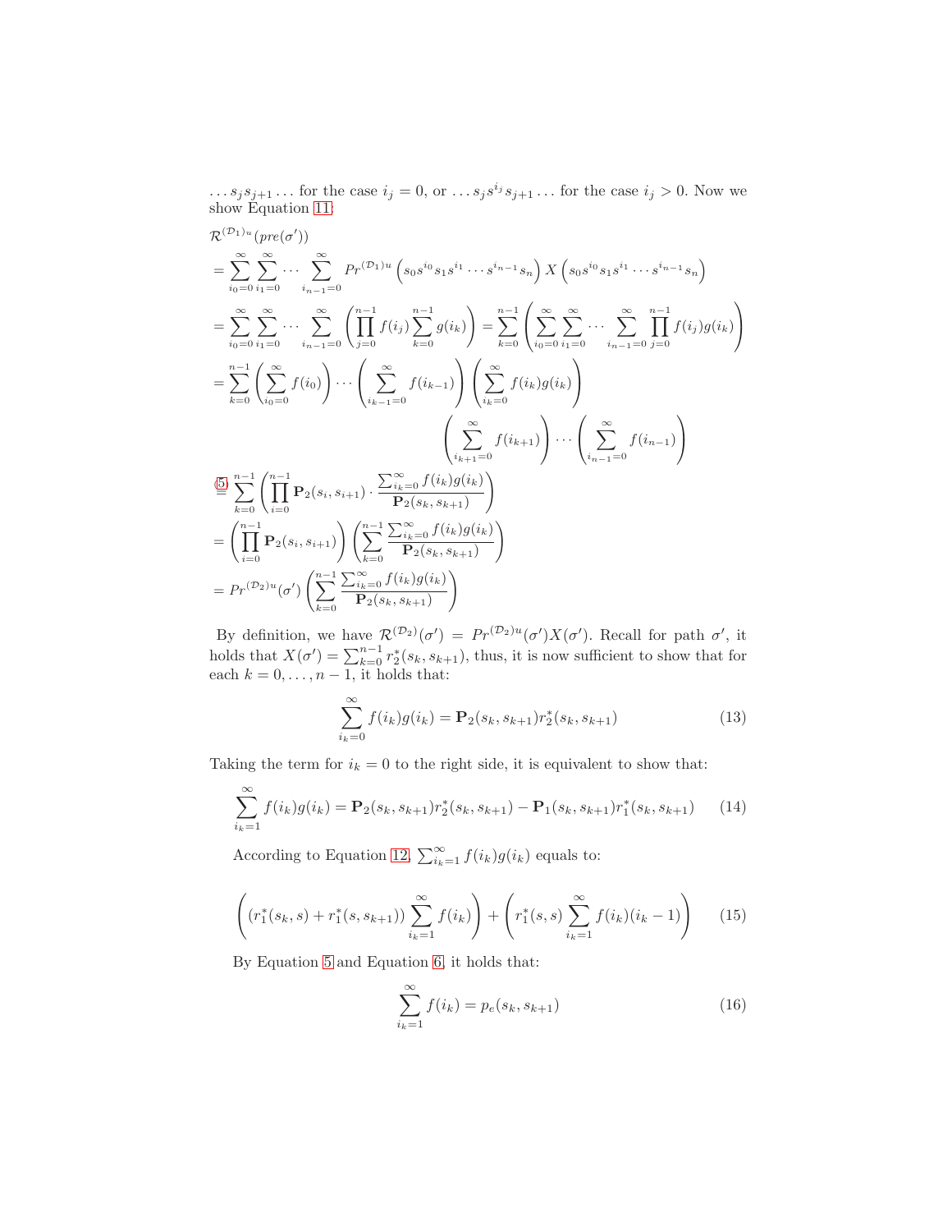$\ldots s_j s_{j+1} \ldots$ for the case $i_j = 0$, or $\ldots s_j s^{i_j} s_{j+1} \ldots$ for the case $i_j > 0$. Now we show Equation 11:

$$
\begin{aligned}
&\mathcal{R}^{(\mathcal{D}_1)_u}(pre(\sigma')) \\
&= \sum_{i_0=0}^{\infty} \sum_{i_1=0}^{\infty} \cdots \sum_{i_{n-1}=0}^{\infty} Pr^{(\mathcal{D}_1)_u}\left(s_0 s^{i_0} s_1 s^{i_1} \cdots s^{i_{n-1}} s_n\right) X\left(s_0 s^{i_0} s_1 s^{i_1} \cdots s^{i_{n-1}} s_n\right) \\
&= \sum_{i_0=0}^{\infty} \sum_{i_1=0}^{\infty} \cdots \sum_{i_{n-1}=0}^{\infty} \left(\prod_{j=0}^{n-1} f(i_j) \sum_{k=0}^{n-1} g(i_k)\right) = \sum_{k=0}^{n-1} \left(\sum_{i_0=0}^{\infty} \sum_{i_1=0}^{\infty} \cdots \sum_{i_{n-1}=0}^{\infty} \prod_{j=0}^{n-1} f(i_j) g(i_k)\right) \\
&= \sum_{k=0}^{n-1} \left(\sum_{i_0=0}^{\infty} f(i_0)\right) \cdots \left(\sum_{i_{k-1}=0}^{\infty} f(i_{k-1})\right) \left(\sum_{i_k=0}^{\infty} f(i_k) g(i_k)\right) \\
&\qquad\qquad \left(\sum_{i_{k+1}=0}^{\infty} f(i_{k+1})\right) \cdots \left(\sum_{i_{n-1}=0}^{\infty} f(i_{n-1})\right) \\
&\overset{(5)}{=} \sum_{k=0}^{n-1} \left(\prod_{i=0}^{n-1} \mathbf{P}_2(s_i, s_{i+1}) \cdot \frac{\sum_{i_k=0}^{\infty} f(i_k) g(i_k)}{\mathbf{P}_2(s_k, s_{k+1})}\right) \\
&= \left(\prod_{i=0}^{n-1} \mathbf{P}_2(s_i, s_{i+1})\right) \left(\sum_{k=0}^{n-1} \frac{\sum_{i_k=0}^{\infty} f(i_k) g(i_k)}{\mathbf{P}_2(s_k, s_{k+1})}\right) \\
&= Pr^{(\mathcal{D}_2)_u}(\sigma') \left(\sum_{k=0}^{n-1} \frac{\sum_{i_k=0}^{\infty} f(i_k) g(i_k)}{\mathbf{P}_2(s_k, s_{k+1})}\right)
\end{aligned}
$$

By definition, we have $\mathcal{R}^{(\mathcal{D}_2)}(\sigma') = Pr^{(\mathcal{D}_2)_u}(\sigma') X(\sigma')$. Recall for path $\sigma'$, it holds that $X(\sigma') = \sum_{k=0}^{n-1} r_2^*(s_k, s_{k+1})$, thus, it is now sufficient to show that for each $k = 0, \ldots, n-1$, it holds that:

$$
\sum_{i_k=0}^{\infty} f(i_k) g(i_k) = \mathbf{P}_2(s_k, s_{k+1}) r_2^*(s_k, s_{k+1}) \tag{13}
$$

Taking the term for $i_k = 0$ to the right side, it is equivalent to show that:

$$
\sum_{i_k=1}^{\infty} f(i_k) g(i_k) = \mathbf{P}_2(s_k, s_{k+1}) r_2^*(s_k, s_{k+1}) - \mathbf{P}_1(s_k, s_{k+1}) r_1^*(s_k, s_{k+1}) \tag{14}
$$

According to Equation 12, $\sum_{i_k=1}^{\infty} f(i_k) g(i_k)$ equals to:

$$
\left((r_1^*(s_k, s) + r_1^*(s, s_{k+1})) \sum_{i_k=1}^{\infty} f(i_k)\right) + \left(r_1^*(s, s) \sum_{i_k=1}^{\infty} f(i_k)(i_k - 1)\right) \tag{15}
$$

By Equation 5 and Equation 6, it holds that:

$$
\sum_{i_k=1}^{\infty} f(i_k) = p_e(s_k, s_{k+1}) \tag{16}
$$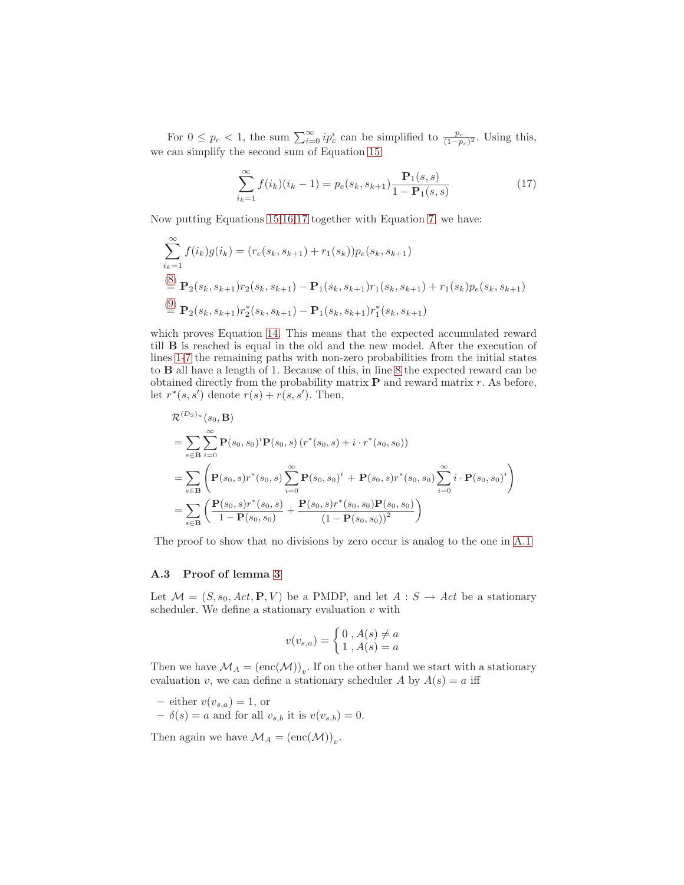For $0 \leq p_c < 1$, the sum $\sum_{i=0}^{\infty} i p_c^i$ can be simplified to $\frac{p_c}{(1-p_c)^2}$. Using this, we can simplify the second sum of Equation 15:

$$\sum_{i_k=1}^{\infty} f(i_k)(i_k - 1) = p_e(s_k, s_{k+1}) \frac{\mathbf{P}_1(s,s)}{1 - \mathbf{P}_1(s,s)} \tag{17}$$

Now putting Equations 15,16,17 together with Equation 7, we have:

$$\begin{aligned}
&\sum_{i_k=1}^{\infty} f(i_k) g(i_k) = (r_e(s_k, s_{k+1}) + r_1(s_k)) p_e(s_k, s_{k+1}) \\
&\overset{(8)}{=} \mathbf{P}_2(s_k, s_{k+1}) r_2(s_k, s_{k+1}) - \mathbf{P}_1(s_k, s_{k+1}) r_1(s_k, s_{k+1}) + r_1(s_k) p_e(s_k, s_{k+1}) \\
&\overset{(9)}{=} \mathbf{P}_2(s_k, s_{k+1}) r_2^*(s_k, s_{k+1}) - \mathbf{P}_1(s_k, s_{k+1}) r_1^*(s_k, s_{k+1})
\end{aligned}$$

which proves Equation 14. This means that the expected accumulated reward till $\mathbf{B}$ is reached is equal in the old and the new model. After the execution of lines 1-7 the remaining paths with non-zero probabilities from the initial states to $\mathbf{B}$ all have a length of 1. Because of this, in line 8 the expected reward can be obtained directly from the probability matrix $\mathbf{P}$ and reward matrix $r$. As before, let $r^*(s, s')$ denote $r(s) + r(s, s')$. Then,

$$\begin{aligned}
&\mathcal{R}^{(D_2)_u}(s_0, \mathbf{B}) \\
&= \sum_{s \in \mathbf{B}} \sum_{i=0}^{\infty} \mathbf{P}(s_0, s_0)^i \mathbf{P}(s_0, s) \left( r^*(s_0, s) + i \cdot r^*(s_0, s_0) \right) \\
&= \sum_{s \in \mathbf{B}} \left( \mathbf{P}(s_0, s) r^*(s_0, s) \sum_{i=0}^{\infty} \mathbf{P}(s_0, s_0)^i + \mathbf{P}(s_0, s) r^*(s_0, s_0) \sum_{i=0}^{\infty} i \cdot \mathbf{P}(s_0, s_0)^i \right) \\
&= \sum_{s \in \mathbf{B}} \left( \frac{\mathbf{P}(s_0, s) r^*(s_0, s)}{1 - \mathbf{P}(s_0, s_0)} + \frac{\mathbf{P}(s_0, s) r^*(s_0, s_0) \mathbf{P}(s_0, s_0)}{(1 - \mathbf{P}(s_0, s_0))^2} \right)
\end{aligned}$$

The proof to show that no divisions by zero occur is analog to the one in A.1.

### A.3 Proof of lemma 3

Let $\mathcal{M} = (S, s_0, Act, \mathbf{P}, V)$ be a PMDP, and let $A : S \to Act$ be a stationary scheduler. We define a stationary evaluation $v$ with

$$v(v_{s,a}) = \begin{cases} 0 \text{ , } A(s) \neq a \\ 1 \text{ , } A(s) = a \end{cases}$$

Then we have $\mathcal{M}_A = (\text{enc}(\mathcal{M}))_v$. If on the other hand we start with a stationary evaluation $v$, we can define a stationary scheduler $A$ by $A(s) = a$ iff

- either $v(v_{s,a}) = 1$, or
- $\delta(s) = a$ and for all $v_{s,b}$ it is $v(v_{s,b}) = 0$.

Then again we have $\mathcal{M}_A = (\text{enc}(\mathcal{M}))_v$.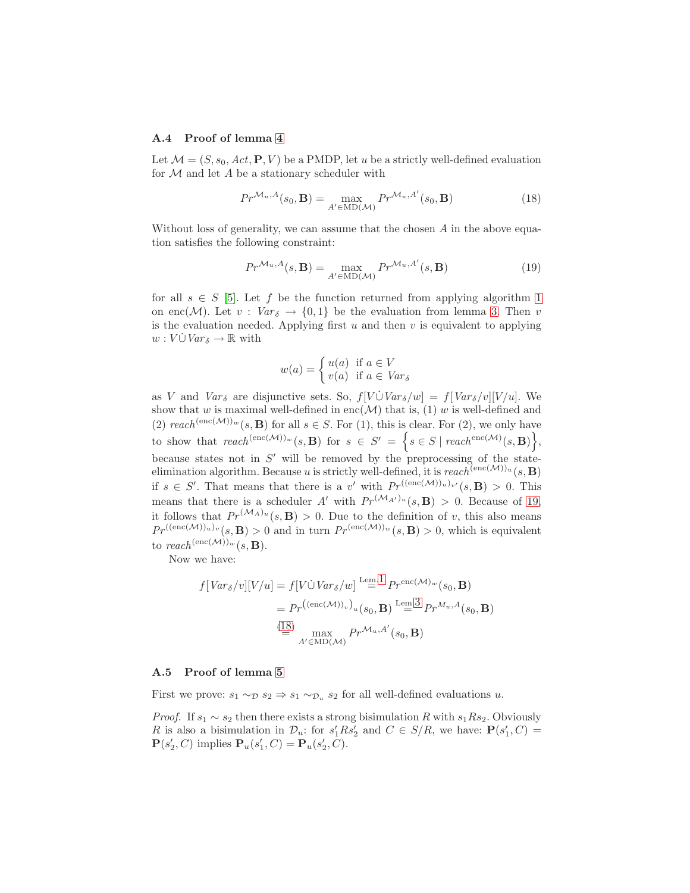### A.4 Proof of lemma 4

Let $\mathcal{M} = (S, s_0, Act, \mathbf{P}, V)$ be a PMDP, let $u$ be a strictly well-defined evaluation for $\mathcal{M}$ and let $A$ be a stationary scheduler with

$$Pr^{\mathcal{M}_u, A}(s_0, \mathbf{B}) = \max_{A' \in \mathrm{MD}(\mathcal{M})} Pr^{\mathcal{M}_u, A'}(s_0, \mathbf{B}) \tag{18}$$

Without loss of generality, we can assume that the chosen $A$ in the above equation satisfies the following constraint:

$$Pr^{\mathcal{M}_u, A}(s, \mathbf{B}) = \max_{A' \in \mathrm{MD}(\mathcal{M})} Pr^{\mathcal{M}_u, A'}(s, \mathbf{B}) \tag{19}$$

for all $s \in S$ [5]. Let $f$ be the function returned from applying algorithm 1 on $\mathrm{enc}(\mathcal{M})$. Let $v : Var_\delta \to \{0, 1\}$ be the evaluation from lemma 3. Then $v$ is the evaluation needed. Applying first $u$ and then $v$ is equivalent to applying $w : V \dot\cup Var_\delta \to \mathbb{R}$ with

$$w(a) = \begin{cases} u(a) & \text{if } a \in V \\ v(a) & \text{if } a \in Var_\delta \end{cases}$$

as $V$ and $Var_\delta$ are disjunctive sets. So, $f[V \dot\cup Var_\delta / w] = f[Var_\delta / v][V/u]$. We show that $w$ is maximal well-defined in $\mathrm{enc}(\mathcal{M})$ that is, (1) $w$ is well-defined and (2) $reach^{(\mathrm{enc}(\mathcal{M}))_w}(s, \mathbf{B})$ for all $s \in S$. For (1), this is clear. For (2), we only have to show that $reach^{(\mathrm{enc}(\mathcal{M}))_w}(s, \mathbf{B})$ for $s \in S' = \left\{ s \in S \mid reach^{\mathrm{enc}(\mathcal{M})}(s, \mathbf{B}) \right\}$, because states not in $S'$ will be removed by the preprocessing of the state-elimination algorithm. Because $u$ is strictly well-defined, it is $reach^{(\mathrm{enc}(\mathcal{M}))_u}(s, \mathbf{B})$ if $s \in S'$. That means that there is a $v'$ with $Pr^{((\mathrm{enc}(\mathcal{M}))_u)_{v'}}(s, \mathbf{B}) > 0$. This means that there is a scheduler $A'$ with $Pr^{(\mathcal{M}_{A'})_u}(s, \mathbf{B}) > 0$. Because of 19, it follows that $Pr^{(\mathcal{M}_A)_u}(s, \mathbf{B}) > 0$. Due to the definition of $v$, this also means $Pr^{((\mathrm{enc}(\mathcal{M}))_u)_v}(s, \mathbf{B}) > 0$ and in turn $Pr^{(\mathrm{enc}(\mathcal{M}))_w}(s, \mathbf{B}) > 0$, which is equivalent to $reach^{(\mathrm{enc}(\mathcal{M}))_w}(s, \mathbf{B})$.

Now we have:

$$\begin{aligned} f[Var_\delta/v][V/u] &= f[V \dot\cup Var_\delta / w] \overset{\text{Lem 1}}{=} Pr^{\mathrm{enc}(\mathcal{M})_w}(s_0, \mathbf{B}) \\ &= Pr^{\left((\mathrm{enc}(\mathcal{M}))_v\right)_u}(s_0, \mathbf{B}) \overset{\text{Lem 3}}{=} Pr^{M_u, A}(s_0, \mathbf{B}) \\ &\overset{(18)}{=} \max_{A' \in \mathrm{MD}(\mathcal{M})} Pr^{\mathcal{M}_u, A'}(s_0, \mathbf{B}) \end{aligned}$$

### A.5 Proof of lemma 5

First we prove: $s_1 \sim_\mathcal{D} s_2 \Rightarrow s_1 \sim_{\mathcal{D}_u} s_2$ for all well-defined evaluations $u$.

*Proof.* If $s_1 \sim s_2$ then there exists a strong bisimulation $R$ with $s_1 R s_2$. Obviously $R$ is also a bisimulation in $\mathcal{D}_u$: for $s_1' R s_2'$ and $C \in S/R$, we have: $\mathbf{P}(s_1', C) = \mathbf{P}(s_2', C)$ implies $\mathbf{P}_u(s_1', C) = \mathbf{P}_u(s_2', C)$.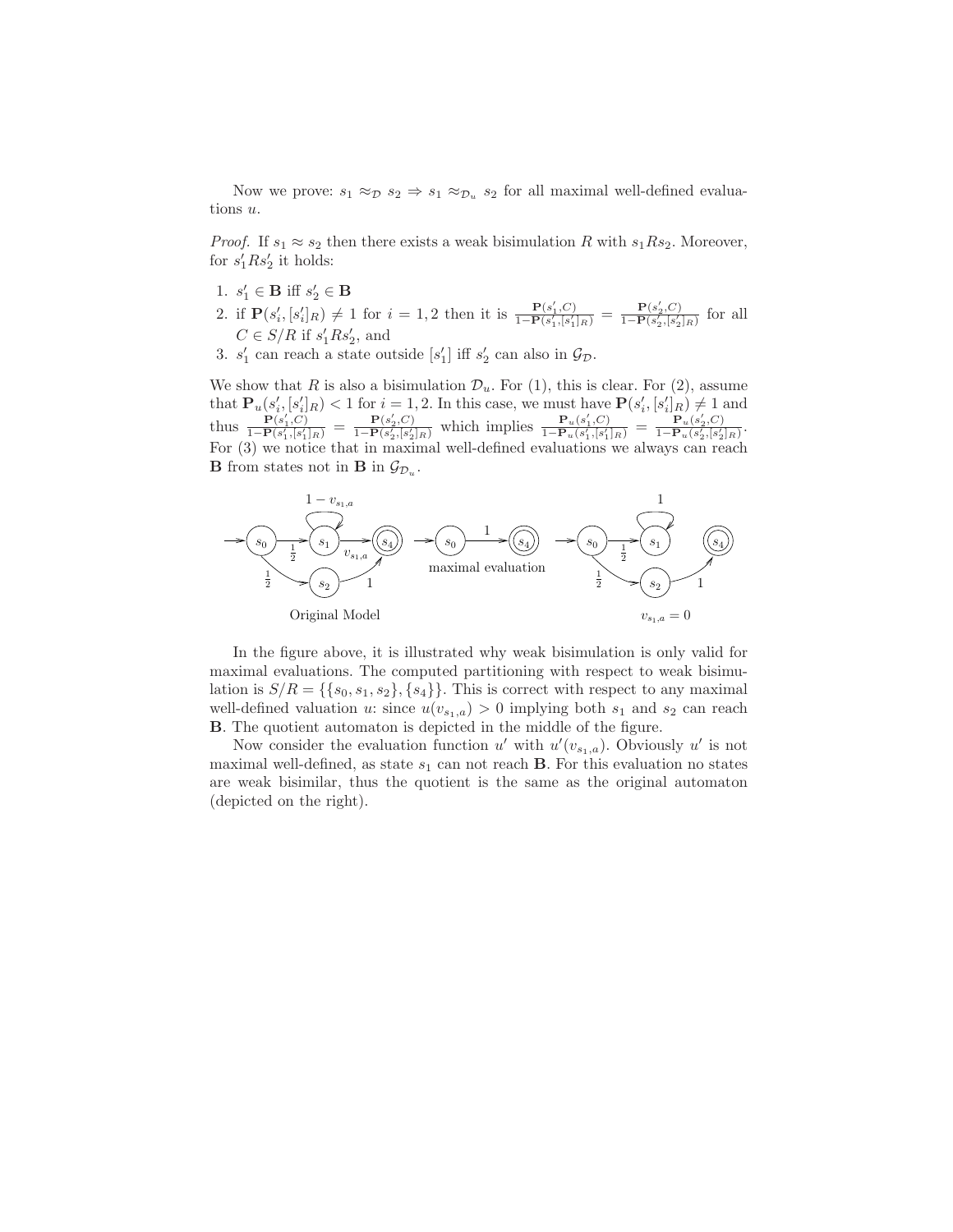Now we prove: $s_1 \approx_{\mathcal{D}} s_2 \Rightarrow s_1 \approx_{\mathcal{D}_u} s_2$ for all maximal well-defined evaluations $u$.

*Proof.* If $s_1 \approx s_2$ then there exists a weak bisimulation $R$ with $s_1 R s_2$. Moreover, for $s'_1 R s'_2$ it holds:

1. $s'_1 \in \mathbf{B}$ iff $s'_2 \in \mathbf{B}$
2. if $\mathbf{P}(s'_i, [s'_i]_R) \neq 1$ for $i = 1, 2$ then it is $\frac{\mathbf{P}(s'_1, C)}{1-\mathbf{P}(s'_1, [s'_1]_R)} = \frac{\mathbf{P}(s'_2, C)}{1-\mathbf{P}(s'_2, [s'_2]_R)}$ for all $C \in S/R$ if $s'_1 R s'_2$, and
3. $s'_1$ can reach a state outside $[s'_1]$ iff $s'_2$ can also in $\mathcal{G}_{\mathcal{D}}$.

We show that $R$ is also a bisimulation $\mathcal{D}_u$. For (1), this is clear. For (2), assume that $\mathbf{P}_u(s'_i, [s'_i]_R) < 1$ for $i = 1, 2$. In this case, we must have $\mathbf{P}(s'_i, [s'_i]_R) \neq 1$ and thus $\frac{\mathbf{P}(s'_1, C)}{1-\mathbf{P}(s'_1, [s'_1]_R)} = \frac{\mathbf{P}(s'_2, C)}{1-\mathbf{P}(s'_2, [s'_2]_R)}$ which implies $\frac{\mathbf{P}_u(s'_1, C)}{1-\mathbf{P}_u(s'_1, [s'_1]_R)} = \frac{\mathbf{P}_u(s'_2, C)}{1-\mathbf{P}_u(s'_2, [s'_2]_R)}$. For (3) we notice that in maximal well-defined evaluations we always can reach $\mathbf{B}$ from states not in $\mathbf{B}$ in $\mathcal{G}_{\mathcal{D}_u}$.

$1 - v_{s_1,a}$

$s_0$ $\frac{1}{2}$ $s_1$ $v_{s_1,a}$ $s_4$ $\frac{1}{2}$ $s_2$ $1$

Original Model

$s_0$ $1$ $s_4$

maximal evaluation

$1$

$s_0$ $\frac{1}{2}$ $s_1$ $s_4$ $\frac{1}{2}$ $s_2$ $1$

$v_{s_1,a} = 0$

In the figure above, it is illustrated why weak bisimulation is only valid for maximal evaluations. The computed partitioning with respect to weak bisimulation is $S/R = \{\{s_0, s_1, s_2\}, \{s_4\}\}$. This is correct with respect to any maximal well-defined valuation $u$: since $u(v_{s_1,a}) > 0$ implying both $s_1$ and $s_2$ can reach $\mathbf{B}$. The quotient automaton is depicted in the middle of the figure.

Now consider the evaluation function $u'$ with $u'(v_{s_1,a})$. Obviously $u'$ is not maximal well-defined, as state $s_1$ can not reach $\mathbf{B}$. For this evaluation no states are weak bisimilar, thus the quotient is the same as the original automaton (depicted on the right).